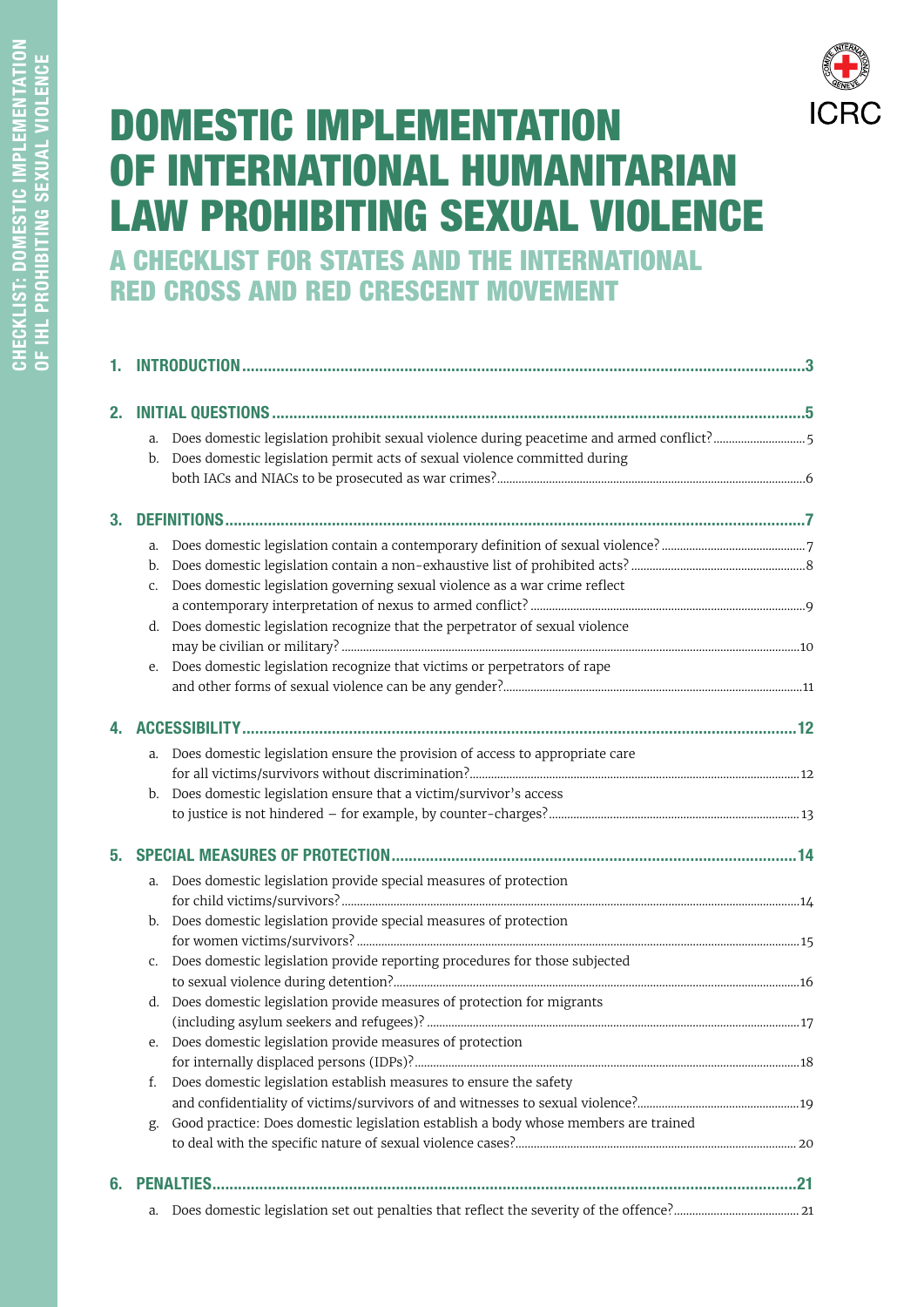# DOMESTIC IMPLEMENTATION OF INTERNATIONAL HUMANITARIAN LAW PROHIBITING SEXUAL VIOLENCE

## A CHECKLIST FOR STATES AND THE INTERNATIONAL RED CROSS AND RED CRESCENT MOVEMENT

1. **INTRODUCTION** ........ 3

2. **INITIAL QUESTIONS** ........ 5
   - a. Does domestic legislation prohibit sexual violence during peacetime and armed conflict? ........ 5
   - b. Does domestic legislation permit acts of sexual violence committed during both IACs and NIACs to be prosecuted as war crimes? ........ 6

3. **DEFINITIONS** ........ 7
   - a. Does domestic legislation contain a contemporary definition of sexual violence? ........ 7
   - b. Does domestic legislation contain a non-exhaustive list of prohibited acts? ........ 8
   - c. Does domestic legislation governing sexual violence as a war crime reflect a contemporary interpretation of nexus to armed conflict? ........ 9
   - d. Does domestic legislation recognize that the perpetrator of sexual violence may be civilian or military? ........ 10
   - e. Does domestic legislation recognize that victims or perpetrators of rape and other forms of sexual violence can be any gender? ........ 11

4. **ACCESSIBILITY** ........ 12
   - a. Does domestic legislation ensure the provision of access to appropriate care for all victims/survivors without discrimination? ........ 12
   - b. Does domestic legislation ensure that a victim/survivor's access to justice is not hindered – for example, by counter-charges? ........ 13

5. **SPECIAL MEASURES OF PROTECTION** ........ 14
   - a. Does domestic legislation provide special measures of protection for child victims/survivors? ........ 14
   - b. Does domestic legislation provide special measures of protection for women victims/survivors? ........ 15
   - c. Does domestic legislation provide reporting procedures for those subjected to sexual violence during detention? ........ 16
   - d. Does domestic legislation provide measures of protection for migrants (including asylum seekers and refugees)? ........ 17
   - e. Does domestic legislation provide measures of protection for internally displaced persons (IDPs)? ........ 18
   - f. Does domestic legislation establish measures to ensure the safety and confidentiality of victims/survivors of and witnesses to sexual violence? ........ 19
   - g. Good practice: Does domestic legislation establish a body whose members are trained to deal with the specific nature of sexual violence cases? ........ 20

6. **PENALTIES** ........ 21
   - a. Does domestic legislation set out penalties that reflect the severity of the offence? ........ 21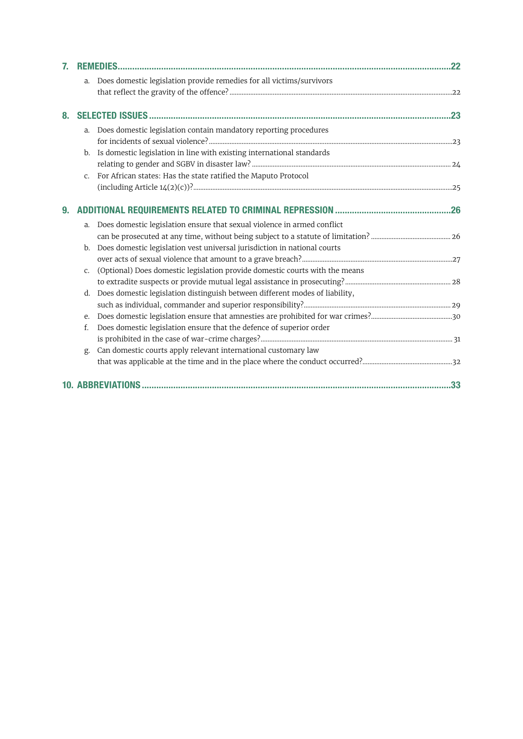**7. REMEDIES** ........................................................................ **22**

a. Does domestic legislation provide remedies for all victims/survivors that reflect the gravity of the offence? ........................ 22

**8. SELECTED ISSUES** ........................................................................ **23**

a. Does domestic legislation contain mandatory reporting procedures for incidents of sexual violence? ........................ 23

b. Is domestic legislation in line with existing international standards relating to gender and SGBV in disaster law? ........................ 24

c. For African states: Has the state ratified the Maputo Protocol (including Article 14(2)(c))? ........................ 25

**9. ADDITIONAL REQUIREMENTS RELATED TO CRIMINAL REPRESSION** ........................ **26**

a. Does domestic legislation ensure that sexual violence in armed conflict can be prosecuted at any time, without being subject to a statute of limitation? ........................ 26

b. Does domestic legislation vest universal jurisdiction in national courts over acts of sexual violence that amount to a grave breach? ........................ 27

c. (Optional) Does domestic legislation provide domestic courts with the means to extradite suspects or provide mutual legal assistance in prosecuting? ........................ 28

d. Does domestic legislation distinguish between different modes of liability, such as individual, commander and superior responsibility? ........................ 29

e. Does domestic legislation ensure that amnesties are prohibited for war crimes? ........................ 30

f. Does domestic legislation ensure that the defence of superior order is prohibited in the case of war-crime charges? ........................ 31

g. Can domestic courts apply relevant international customary law that was applicable at the time and in the place where the conduct occurred? ........................ 32

**10. ABBREVIATIONS** ........................................................................ **33**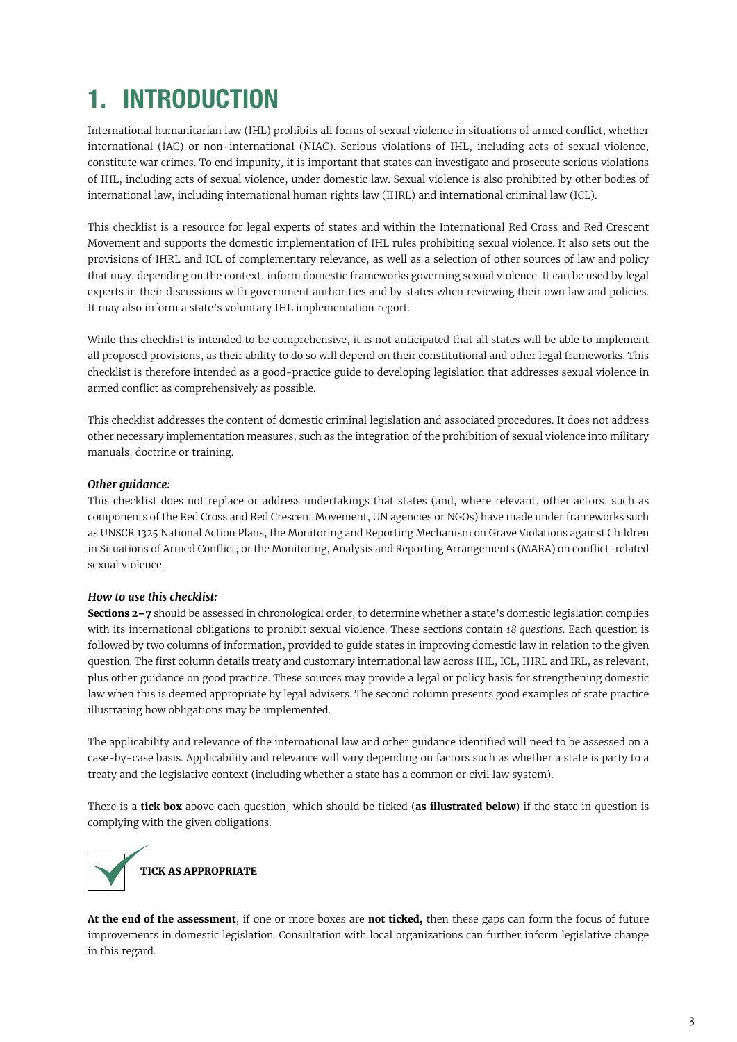# 1. INTRODUCTION

International humanitarian law (IHL) prohibits all forms of sexual violence in situations of armed conflict, whether international (IAC) or non-international (NIAC). Serious violations of IHL, including acts of sexual violence, constitute war crimes. To end impunity, it is important that states can investigate and prosecute serious violations of IHL, including acts of sexual violence, under domestic law. Sexual violence is also prohibited by other bodies of international law, including international human rights law (IHRL) and international criminal law (ICL).

This checklist is a resource for legal experts of states and within the International Red Cross and Red Crescent Movement and supports the domestic implementation of IHL rules prohibiting sexual violence. It also sets out the provisions of IHRL and ICL of complementary relevance, as well as a selection of other sources of law and policy that may, depending on the context, inform domestic frameworks governing sexual violence. It can be used by legal experts in their discussions with government authorities and by states when reviewing their own law and policies. It may also inform a state's voluntary IHL implementation report.

While this checklist is intended to be comprehensive, it is not anticipated that all states will be able to implement all proposed provisions, as their ability to do so will depend on their constitutional and other legal frameworks. This checklist is therefore intended as a good-practice guide to developing legislation that addresses sexual violence in armed conflict as comprehensively as possible.

This checklist addresses the content of domestic criminal legislation and associated procedures. It does not address other necessary implementation measures, such as the integration of the prohibition of sexual violence into military manuals, doctrine or training.

***Other guidance:***

This checklist does not replace or address undertakings that states (and, where relevant, other actors, such as components of the Red Cross and Red Crescent Movement, UN agencies or NGOs) have made under frameworks such as UNSCR 1325 National Action Plans, the Monitoring and Reporting Mechanism on Grave Violations against Children in Situations of Armed Conflict, or the Monitoring, Analysis and Reporting Arrangements (MARA) on conflict-related sexual violence.

***How to use this checklist:***

**Sections 2–7** should be assessed in chronological order, to determine whether a state's domestic legislation complies with its international obligations to prohibit sexual violence. These sections contain *18 questions.* Each question is followed by two columns of information, provided to guide states in improving domestic law in relation to the given question. The first column details treaty and customary international law across IHL, ICL, IHRL and IRL, as relevant, plus other guidance on good practice. These sources may provide a legal or policy basis for strengthening domestic law when this is deemed appropriate by legal advisers. The second column presents good examples of state practice illustrating how obligations may be implemented.

The applicability and relevance of the international law and other guidance identified will need to be assessed on a case-by-case basis. Applicability and relevance will vary depending on factors such as whether a state is party to a treaty and the legislative context (including whether a state has a common or civil law system).

There is a **tick box** above each question, which should be ticked (**as illustrated below**) if the state in question is complying with the given obligations.

**TICK AS APPROPRIATE**

**At the end of the assessment**, if one or more boxes are **not ticked,** then these gaps can form the focus of future improvements in domestic legislation. Consultation with local organizations can further inform legislative change in this regard.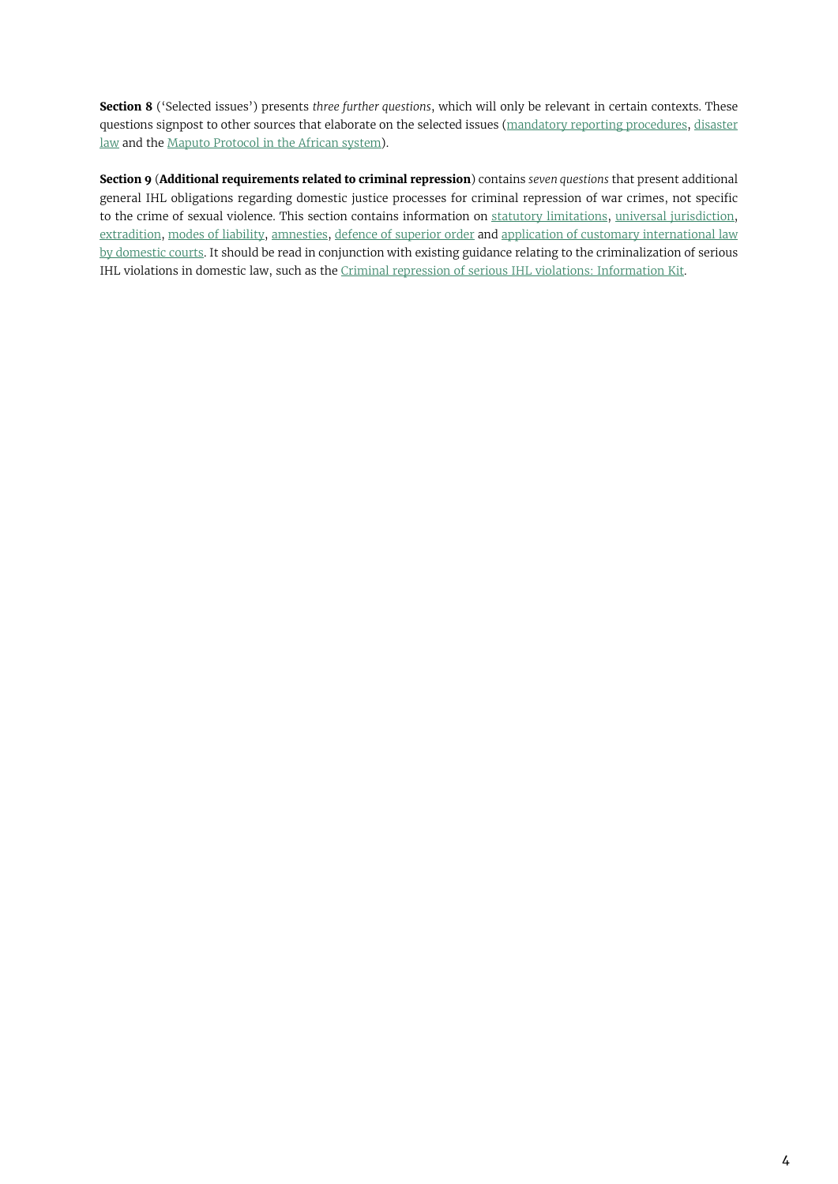**Section 8** ('Selected issues') presents *three further questions*, which will only be relevant in certain contexts. These questions signpost to other sources that elaborate on the selected issues (mandatory reporting procedures, disaster law and the Maputo Protocol in the African system).

**Section 9** (**Additional requirements related to criminal repression**) contains *seven questions* that present additional general IHL obligations regarding domestic justice processes for criminal repression of war crimes, not specific to the crime of sexual violence. This section contains information on statutory limitations, universal jurisdiction, extradition, modes of liability, amnesties, defence of superior order and application of customary international law by domestic courts. It should be read in conjunction with existing guidance relating to the criminalization of serious IHL violations in domestic law, such as the Criminal repression of serious IHL violations: Information Kit.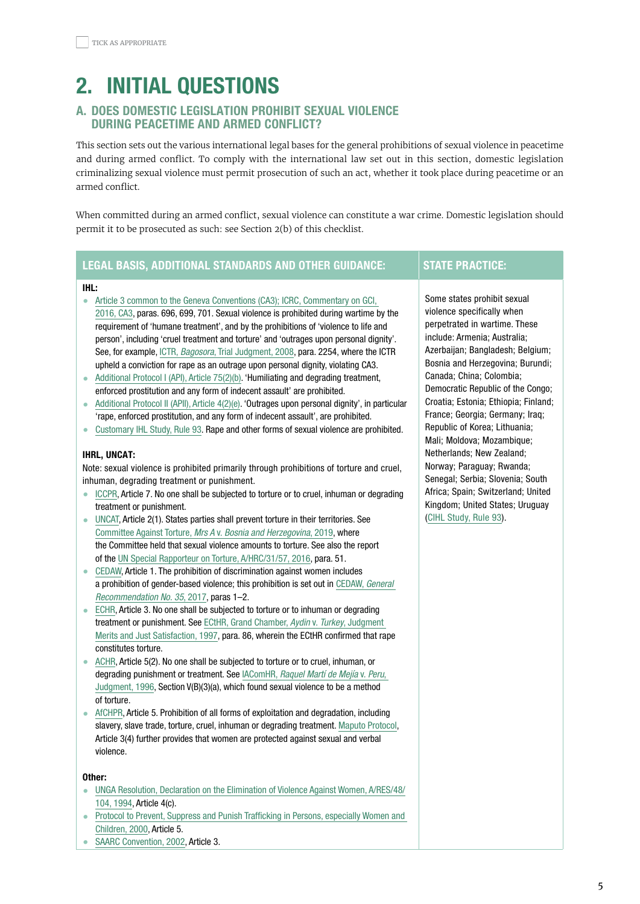TICK AS APPROPRIATE

# 2. INITIAL QUESTIONS

## A. DOES DOMESTIC LEGISLATION PROHIBIT SEXUAL VIOLENCE DURING PEACETIME AND ARMED CONFLICT?

This section sets out the various international legal bases for the general prohibitions of sexual violence in peacetime and during armed conflict. To comply with the international law set out in this section, domestic legislation criminalizing sexual violence must permit prosecution of such an act, whether it took place during peacetime or an armed conflict.

When committed during an armed conflict, sexual violence can constitute a war crime. Domestic legislation should permit it to be prosecuted as such: see Section 2(b) of this checklist.

| LEGAL BASIS, ADDITIONAL STANDARDS AND OTHER GUIDANCE: | STATE PRACTICE: |
|---|---|
| **IHL:**<br>• Article 3 common to the Geneva Conventions (CA3); ICRC, Commentary on GCI, 2016, CA3, paras. 696, 699, 701. Sexual violence is prohibited during wartime by the requirement of 'humane treatment', and by the prohibitions of 'violence to life and person', including 'cruel treatment and torture' and 'outrages upon personal dignity'. See, for example, ICTR, *Bagosora*, Trial Judgment, 2008, para. 2254, where the ICTR upheld a conviction for rape as an outrage upon personal dignity, violating CA3.<br>• Additional Protocol I (API), Article 75(2)(b). 'Humiliating and degrading treatment, enforced prostitution and any form of indecent assault' are prohibited.<br>• Additional Protocol II (APII), Article 4(2)(e). 'Outrages upon personal dignity', in particular 'rape, enforced prostitution, and any form of indecent assault', are prohibited.<br>• Customary IHL Study, Rule 93. Rape and other forms of sexual violence are prohibited.<br><br>**IHRL, UNCAT:**<br>Note: sexual violence is prohibited primarily through prohibitions of torture and cruel, inhuman, degrading treatment or punishment.<br>• ICCPR, Article 7. No one shall be subjected to torture or to cruel, inhuman or degrading treatment or punishment.<br>• UNCAT, Article 2(1). States parties shall prevent torture in their territories. See Committee Against Torture, *Mrs A* v. *Bosnia and Herzegovina*, 2019, where the Committee held that sexual violence amounts to torture. See also the report of the UN Special Rapporteur on Torture, A/HRC/31/57, 2016, para. 51.<br>• CEDAW, Article 1. The prohibition of discrimination against women includes a prohibition of gender-based violence; this prohibition is set out in CEDAW, *General Recommendation No. 35*, 2017, paras 1–2.<br>• ECHR, Article 3. No one shall be subjected to torture or to inhuman or degrading treatment or punishment. See ECtHR, Grand Chamber, *Aydin* v. *Turkey*, Judgment Merits and Just Satisfaction, 1997, para. 86, wherein the ECtHR confirmed that rape constitutes torture.<br>• ACHR, Article 5(2). No one shall be subjected to torture or to cruel, inhuman, or degrading punishment or treatment. See IAComHR, *Raquel Martí de Mejía* v. *Peru*, Judgment, 1996, Section V(B)(3)(a), which found sexual violence to be a method of torture.<br>• AfCHPR, Article 5. Prohibition of all forms of exploitation and degradation, including slavery, slave trade, torture, cruel, inhuman or degrading treatment. Maputo Protocol, Article 3(4) further provides that women are protected against sexual and verbal violence.<br><br>**Other:**<br>• UNGA Resolution, Declaration on the Elimination of Violence Against Women, A/RES/48/104, 1994, Article 4(c).<br>• Protocol to Prevent, Suppress and Punish Trafficking in Persons, especially Women and Children, 2000, Article 5.<br>• SAARC Convention, 2002, Article 3. | Some states prohibit sexual violence specifically when perpetrated in wartime. These include: Armenia; Australia; Azerbaijan; Bangladesh; Belgium; Bosnia and Herzegovina; Burundi; Canada; China; Colombia; Democratic Republic of the Congo; Croatia; Estonia; Ethiopia; Finland; France; Georgia; Germany; Iraq; Republic of Korea; Lithuania; Mali; Moldova; Mozambique; Netherlands; New Zealand; Norway; Paraguay; Rwanda; Senegal; Serbia; Slovenia; South Africa; Spain; Switzerland; United Kingdom; United States; Uruguay (CIHL Study, Rule 93). |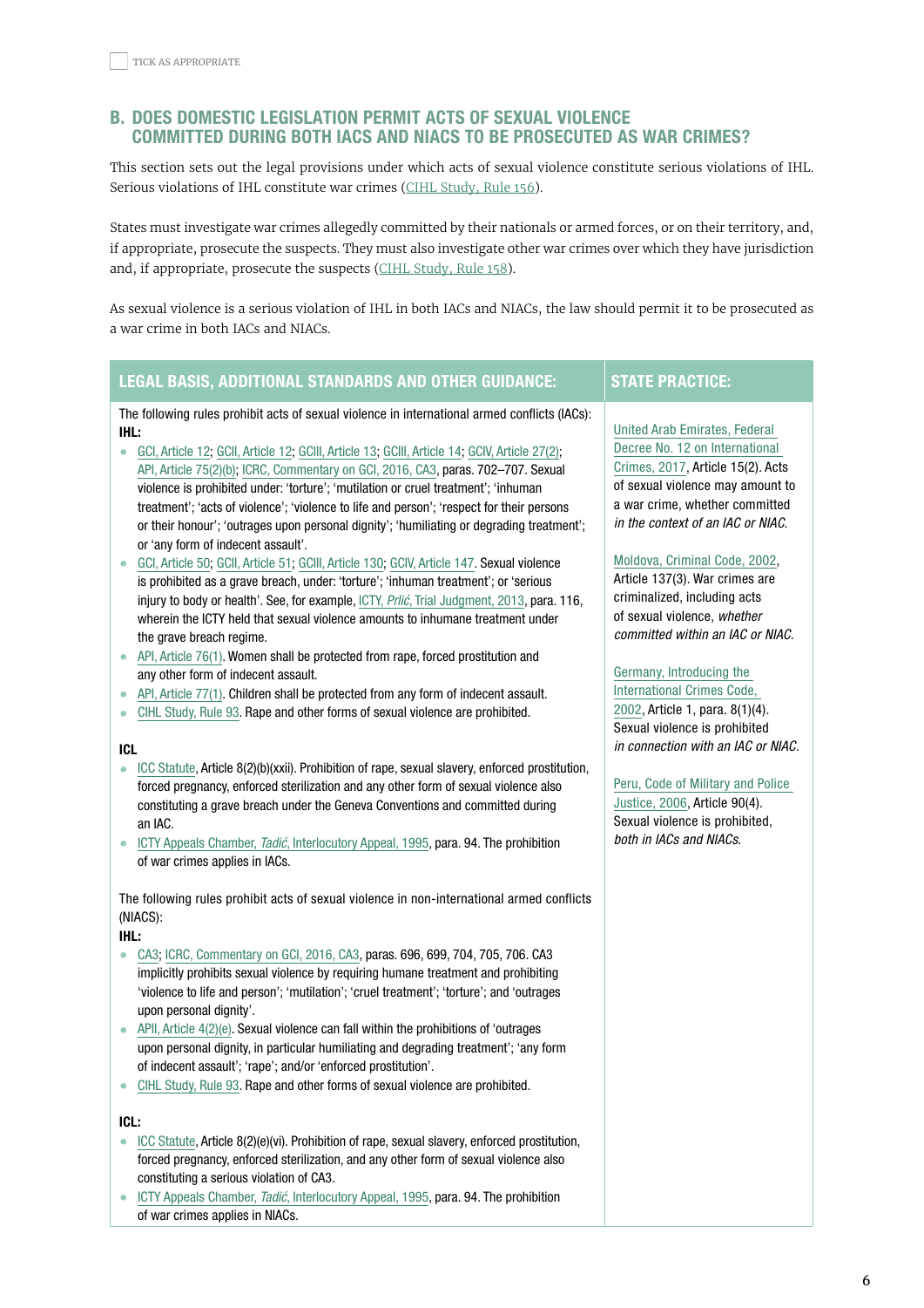☐ TICK AS APPROPRIATE

## B. DOES DOMESTIC LEGISLATION PERMIT ACTS OF SEXUAL VIOLENCE COMMITTED DURING BOTH IACS AND NIACS TO BE PROSECUTED AS WAR CRIMES?

This section sets out the legal provisions under which acts of sexual violence constitute serious violations of IHL. Serious violations of IHL constitute war crimes (CIHL Study, Rule 156).

States must investigate war crimes allegedly committed by their nationals or armed forces, or on their territory, and, if appropriate, prosecute the suspects. They must also investigate other war crimes over which they have jurisdiction and, if appropriate, prosecute the suspects (CIHL Study, Rule 158).

As sexual violence is a serious violation of IHL in both IACs and NIACs, the law should permit it to be prosecuted as a war crime in both IACs and NIACs.

| LEGAL BASIS, ADDITIONAL STANDARDS AND OTHER GUIDANCE: | STATE PRACTICE: |
|---|---|
| The following rules prohibit acts of sexual violence in international armed conflicts (IACs):<br>**IHL:**<br>• GCI, Article 12; GCII, Article 12; GCIII, Article 13; GCIII, Article 14; GCIV, Article 27(2); API, Article 75(2)(b); ICRC, Commentary on GCI, 2016, CA3, paras. 702–707. Sexual violence is prohibited under: 'torture'; 'mutilation or cruel treatment'; 'inhuman treatment'; 'acts of violence'; 'violence to life and person'; 'respect for their persons or their honour'; 'outrages upon personal dignity'; 'humiliating or degrading treatment'; or 'any form of indecent assault'.<br>• GCI, Article 50; GCII, Article 51; GCIII, Article 130; GCIV, Article 147. Sexual violence is prohibited as a grave breach, under: 'torture'; 'inhuman treatment'; or 'serious injury to body or health'. See, for example, ICTY, *Prlić*, Trial Judgment, 2013, para. 116, wherein the ICTY held that sexual violence amounts to inhumane treatment under the grave breach regime.<br>• API, Article 76(1). Women shall be protected from rape, forced prostitution and any other form of indecent assault.<br>• API, Article 77(1). Children shall be protected from any form of indecent assault.<br>• CIHL Study, Rule 93. Rape and other forms of sexual violence are prohibited.<br><br>**ICL**<br>• ICC Statute, Article 8(2)(b)(xxii). Prohibition of rape, sexual slavery, enforced prostitution, forced pregnancy, enforced sterilization and any other form of sexual violence also constituting a grave breach under the Geneva Conventions and committed during an IAC.<br>• ICTY Appeals Chamber, *Tadić*, Interlocutory Appeal, 1995, para. 94. The prohibition of war crimes applies in IACs.<br><br>The following rules prohibit acts of sexual violence in non-international armed conflicts (NIACS):<br>**IHL:**<br>• CA3; ICRC, Commentary on GCI, 2016, CA3, paras. 696, 699, 704, 705, 706. CA3 implicitly prohibits sexual violence by requiring humane treatment and prohibiting 'violence to life and person'; 'mutilation'; 'cruel treatment'; 'torture'; and 'outrages upon personal dignity'.<br>• APII, Article 4(2)(e). Sexual violence can fall within the prohibitions of 'outrages upon personal dignity, in particular humiliating and degrading treatment'; 'any form of indecent assault'; 'rape'; and/or 'enforced prostitution'.<br>• CIHL Study, Rule 93. Rape and other forms of sexual violence are prohibited.<br><br>**ICL:**<br>• ICC Statute, Article 8(2)(e)(vi). Prohibition of rape, sexual slavery, enforced prostitution, forced pregnancy, enforced sterilization, and any other form of sexual violence also constituting a serious violation of CA3.<br>• ICTY Appeals Chamber, *Tadić*, Interlocutory Appeal, 1995, para. 94. The prohibition of war crimes applies in NIACs. | United Arab Emirates, Federal Decree No. 12 on International Crimes, 2017, Article 15(2). Acts of sexual violence may amount to a war crime, whether committed *in the context of an IAC or NIAC*.<br><br>Moldova, Criminal Code, 2002, Article 137(3). War crimes are criminalized, including acts of sexual violence, *whether committed within an IAC or NIAC*.<br><br>Germany, Introducing the International Crimes Code, 2002, Article 1, para. 8(1)(4). Sexual violence is prohibited *in connection with an IAC or NIAC*.<br><br>Peru, Code of Military and Police Justice, 2006, Article 90(4). Sexual violence is prohibited, *both in IACs and NIACs*. |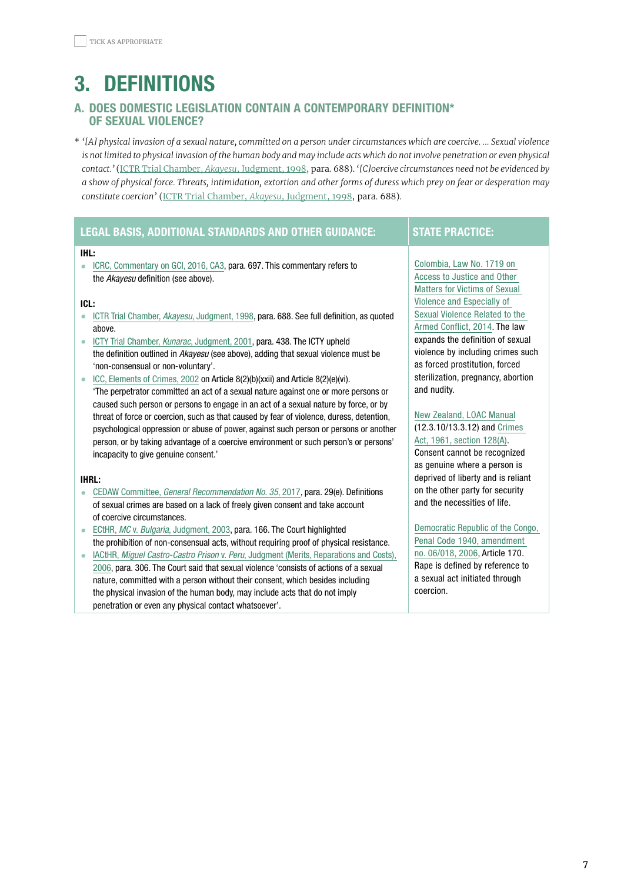☐ TICK AS APPROPRIATE

# 3. DEFINITIONS

## A. DOES DOMESTIC LEGISLATION CONTAIN A CONTEMPORARY DEFINITION* OF SEXUAL VIOLENCE?

\* *'[A] physical invasion of a sexual nature, committed on a person under circumstances which are coercive. … Sexual violence is not limited to physical invasion of the human body and may include acts which do not involve penetration or even physical contact.'* (ICTR Trial Chamber, *Akayesu*, Judgment, 1998, para. 688). *'[C]oercive circumstances need not be evidenced by a show of physical force. Threats, intimidation, extortion and other forms of duress which prey on fear or desperation may constitute coercion'* (ICTR Trial Chamber, *Akayesu*, Judgment, 1998, para. 688).

| LEGAL BASIS, ADDITIONAL STANDARDS AND OTHER GUIDANCE: | STATE PRACTICE: |
|---|---|
| **IHL:**<br>• ICRC, Commentary on GCI, 2016, CA3, para. 697. This commentary refers to the *Akayesu* definition (see above).<br><br>**ICL:**<br>• ICTR Trial Chamber, *Akayesu*, Judgment, 1998, para. 688. See full definition, as quoted above.<br>• ICTY Trial Chamber, *Kunarac*, Judgment, 2001, para. 438. The ICTY upheld the definition outlined in *Akayesu* (see above), adding that sexual violence must be 'non-consensual or non-voluntary'.<br>• ICC, Elements of Crimes, 2002 on Article 8(2)(b)(xxii) and Article 8(2)(e)(vi). 'The perpetrator committed an act of a sexual nature against one or more persons or caused such person or persons to engage in an act of a sexual nature by force, or by threat of force or coercion, such as that caused by fear of violence, duress, detention, psychological oppression or abuse of power, against such person or persons or another person, or by taking advantage of a coercive environment or such person's or persons' incapacity to give genuine consent.'<br><br>**IHRL:**<br>• CEDAW Committee, *General Recommendation No. 35*, 2017, para. 29(e). Definitions of sexual crimes are based on a lack of freely given consent and take account of coercive circumstances.<br>• ECtHR, *MC* v. *Bulgaria*, Judgment, 2003, para. 166. The Court highlighted the prohibition of non-consensual acts, without requiring proof of physical resistance.<br>• IACtHR, *Miguel Castro-Castro Prison* v. *Peru*, Judgment (Merits, Reparations and Costs), 2006, para. 306. The Court said that sexual violence 'consists of actions of a sexual nature, committed with a person without their consent, which besides including the physical invasion of the human body, may include acts that do not imply penetration or even any physical contact whatsoever'. | Colombia, Law No. 1719 on Access to Justice and Other Matters for Victims of Sexual Violence and Especially of Sexual Violence Related to the Armed Conflict, 2014. The law expands the definition of sexual violence by including crimes such as forced prostitution, forced sterilization, pregnancy, abortion and nudity.<br><br>New Zealand, LOAC Manual (12.3.10/13.3.12) and Crimes Act, 1961, section 128(A). Consent cannot be recognized as genuine where a person is deprived of liberty and is reliant on the other party for security and the necessities of life.<br><br>Democratic Republic of the Congo, Penal Code 1940, amendment no. 06/018, 2006, Article 170. Rape is defined by reference to a sexual act initiated through coercion. |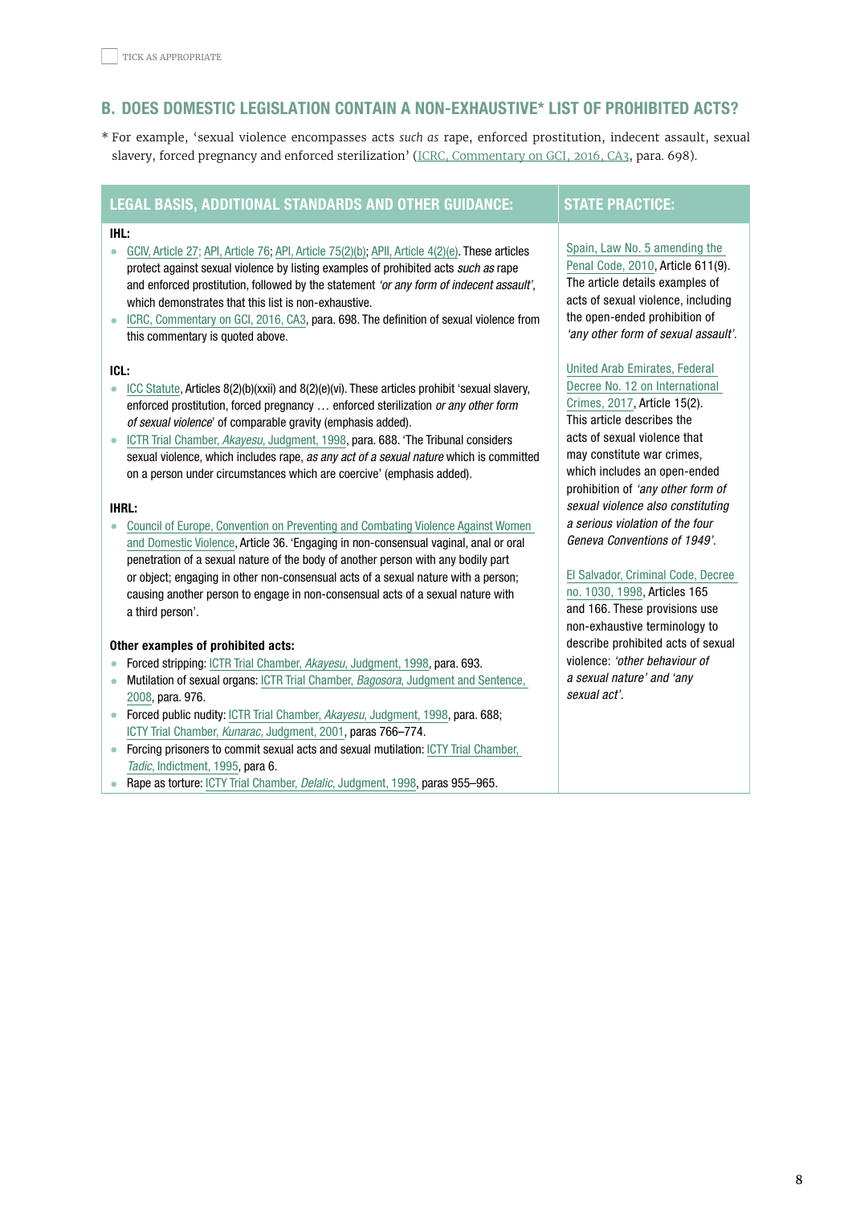☐ TICK AS APPROPRIATE

## B. DOES DOMESTIC LEGISLATION CONTAIN A NON-EXHAUSTIVE* LIST OF PROHIBITED ACTS?

\* For example, 'sexual violence encompasses acts *such as* rape, enforced prostitution, indecent assault, sexual slavery, forced pregnancy and enforced sterilization' (ICRC, Commentary on GCI, 2016, CA3, para. 698).

| LEGAL BASIS, ADDITIONAL STANDARDS AND OTHER GUIDANCE: | STATE PRACTICE: |
|---|---|
| **IHL:**<br>• GCIV, Article 27; API, Article 76; API, Article 75(2)(b); APII, Article 4(2)(e). These articles protect against sexual violence by listing examples of prohibited acts *such as* rape and enforced prostitution, followed by the statement *'or any form of indecent assault'*, which demonstrates that this list is non-exhaustive.<br>• ICRC, Commentary on GCI, 2016, CA3, para. 698. The definition of sexual violence from this commentary is quoted above.<br><br>**ICL:**<br>• ICC Statute, Articles 8(2)(b)(xxii) and 8(2)(e)(vi). These articles prohibit 'sexual slavery, enforced prostitution, forced pregnancy … enforced sterilization *or any other form of sexual violence*' of comparable gravity (emphasis added).<br>• ICTR Trial Chamber, *Akayesu*, Judgment, 1998, para. 688. 'The Tribunal considers sexual violence, which includes rape, *as any act of a sexual nature* which is committed on a person under circumstances which are coercive' (emphasis added).<br><br>**IHRL:**<br>• Council of Europe, Convention on Preventing and Combating Violence Against Women and Domestic Violence, Article 36. 'Engaging in non-consensual vaginal, anal or oral penetration of a sexual nature of the body of another person with any bodily part or object; engaging in other non-consensual acts of a sexual nature with a person; causing another person to engage in non-consensual acts of a sexual nature with a third person'.<br><br>**Other examples of prohibited acts:**<br>• Forced stripping: ICTR Trial Chamber, *Akayesu*, Judgment, 1998, para. 693.<br>• Mutilation of sexual organs: ICTR Trial Chamber, *Bagosora*, Judgment and Sentence, 2008, para. 976.<br>• Forced public nudity: ICTR Trial Chamber, *Akayesu*, Judgment, 1998, para. 688; ICTY Trial Chamber, *Kunarac*, Judgment, 2001, paras 766–774.<br>• Forcing prisoners to commit sexual acts and sexual mutilation: ICTY Trial Chamber, *Tadic*, Indictment, 1995, para 6.<br>• Rape as torture: ICTY Trial Chamber, *Delalic*, Judgment, 1998, paras 955–965. | Spain, Law No. 5 amending the Penal Code, 2010, Article 611(9). The article details examples of acts of sexual violence, including the open-ended prohibition of *'any other form of sexual assault'*.<br><br>United Arab Emirates, Federal Decree No. 12 on International Crimes, 2017, Article 15(2). This article describes the acts of sexual violence that may constitute war crimes, which includes an open-ended prohibition of *'any other form of sexual violence also constituting a serious violation of the four Geneva Conventions of 1949'*.<br><br>El Salvador, Criminal Code, Decree no. 1030, 1998, Articles 165 and 166. These provisions use non-exhaustive terminology to describe prohibited acts of sexual violence: *'other behaviour of a sexual nature'* and *'any sexual act'*. |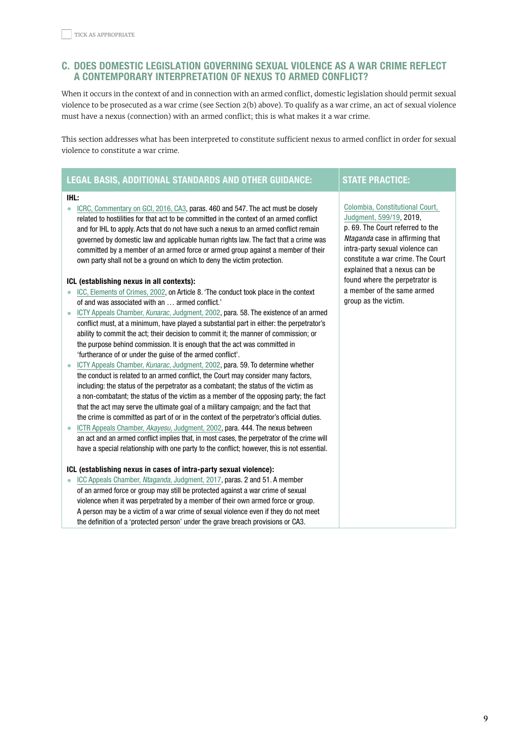☐ TICK AS APPROPRIATE

## C. DOES DOMESTIC LEGISLATION GOVERNING SEXUAL VIOLENCE AS A WAR CRIME REFLECT A CONTEMPORARY INTERPRETATION OF NEXUS TO ARMED CONFLICT?

When it occurs in the context of and in connection with an armed conflict, domestic legislation should permit sexual violence to be prosecuted as a war crime (see Section 2(b) above). To qualify as a war crime, an act of sexual violence must have a nexus (connection) with an armed conflict; this is what makes it a war crime.

This section addresses what has been interpreted to constitute sufficient nexus to armed conflict in order for sexual violence to constitute a war crime.

| LEGAL BASIS, ADDITIONAL STANDARDS AND OTHER GUIDANCE: | STATE PRACTICE: |
|---|---|
| **IHL:**<br>• ICRC, Commentary on GCI, 2016, CA3, paras. 460 and 547. The act must be closely related to hostilities for that act to be committed in the context of an armed conflict and for IHL to apply. Acts that do not have such a nexus to an armed conflict remain governed by domestic law and applicable human rights law. The fact that a crime was committed by a member of an armed force or armed group against a member of their own party shall not be a ground on which to deny the victim protection.<br><br>**ICL (establishing nexus in all contexts):**<br>• ICC, Elements of Crimes, 2002, on Article 8. 'The conduct took place in the context of and was associated with an … armed conflict.'<br>• ICTY Appeals Chamber, *Kunarac*, Judgment, 2002, para. 58. The existence of an armed conflict must, at a minimum, have played a substantial part in either: the perpetrator's ability to commit the act; their decision to commit it; the manner of commission; or the purpose behind commission. It is enough that the act was committed in 'furtherance of or under the guise of the armed conflict'.<br>• ICTY Appeals Chamber, *Kunarac*, Judgment, 2002, para. 59. To determine whether the conduct is related to an armed conflict, the Court may consider many factors, including: the status of the perpetrator as a combatant; the status of the victim as a non-combatant; the status of the victim as a member of the opposing party; the fact that the act may serve the ultimate goal of a military campaign; and the fact that the crime is committed as part of or in the context of the perpetrator's official duties.<br>• ICTR Appeals Chamber, *Akayesu*, Judgment, 2002, para. 444. The nexus between an act and an armed conflict implies that, in most cases, the perpetrator of the crime will have a special relationship with one party to the conflict; however, this is not essential.<br><br>**ICL (establishing nexus in cases of intra-party sexual violence):**<br>• ICC Appeals Chamber, *Ntaganda*, Judgment, 2017, paras. 2 and 51. A member of an armed force or group may still be protected against a war crime of sexual violence when it was perpetrated by a member of their own armed force or group. A person may be a victim of a war crime of sexual violence even if they do not meet the definition of a 'protected person' under the grave breach provisions or CA3. | Colombia, Constitutional Court, Judgment, 599/19, 2019, p. 69. The Court referred to the *Ntaganda* case in affirming that intra-party sexual violence can constitute a war crime. The Court explained that a nexus can be found where the perpetrator is a member of the same armed group as the victim. |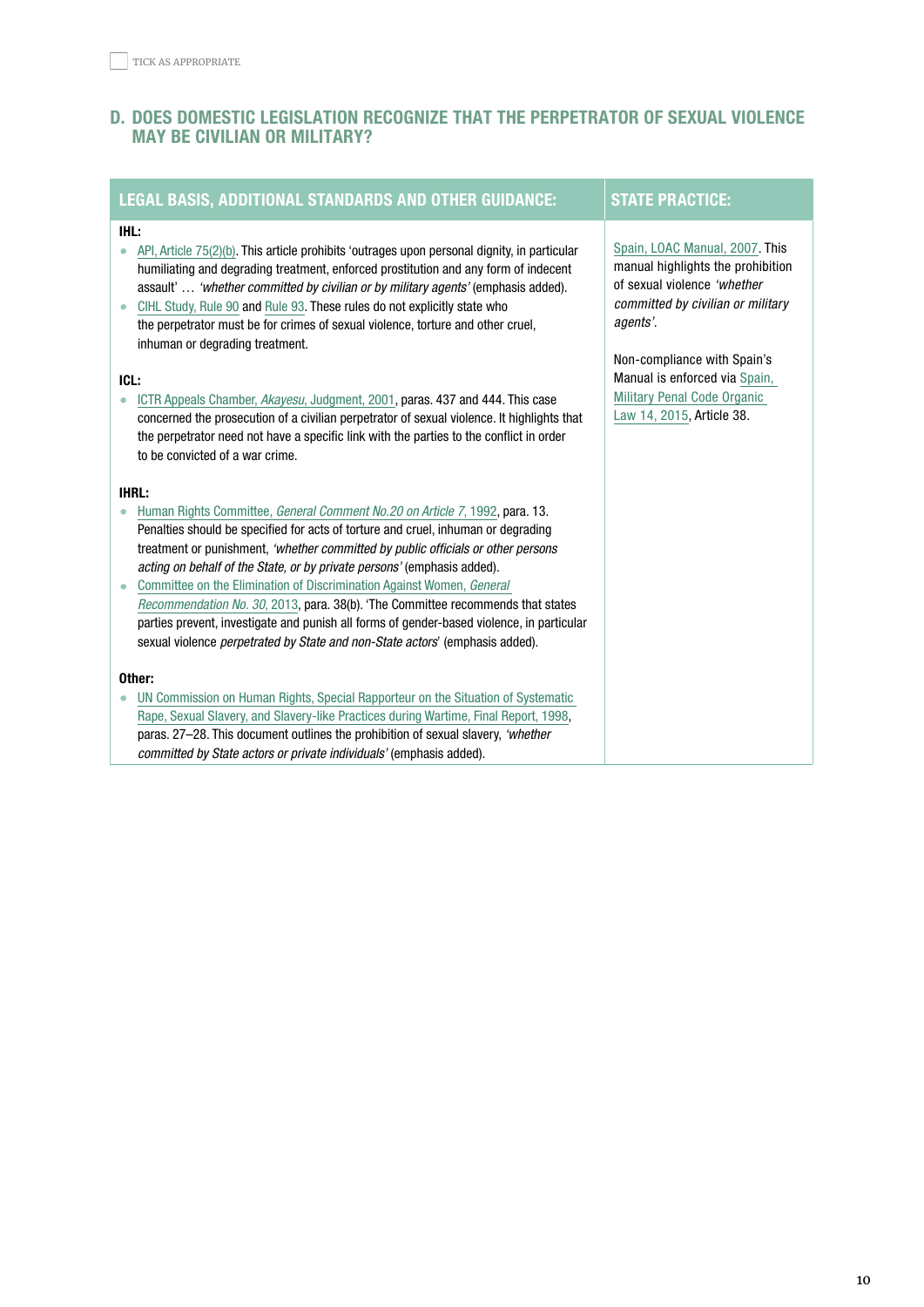☐ TICK AS APPROPRIATE

## D. DOES DOMESTIC LEGISLATION RECOGNIZE THAT THE PERPETRATOR OF SEXUAL VIOLENCE MAY BE CIVILIAN OR MILITARY?

| LEGAL BASIS, ADDITIONAL STANDARDS AND OTHER GUIDANCE: | STATE PRACTICE: |
| --- | --- |
| **IHL:**<br>• API, Article 75(2)(b). This article prohibits 'outrages upon personal dignity, in particular humiliating and degrading treatment, enforced prostitution and any form of indecent assault' … *'whether committed by civilian or by military agents'* (emphasis added).<br>• CIHL Study, Rule 90 and Rule 93. These rules do not explicitly state who the perpetrator must be for crimes of sexual violence, torture and other cruel, inhuman or degrading treatment.<br><br>**ICL:**<br>• ICTR Appeals Chamber, *Akayesu*, Judgment, 2001, paras. 437 and 444. This case concerned the prosecution of a civilian perpetrator of sexual violence. It highlights that the perpetrator need not have a specific link with the parties to the conflict in order to be convicted of a war crime.<br><br>**IHRL:**<br>• Human Rights Committee, *General Comment No.20 on Article 7*, 1992, para. 13. Penalties should be specified for acts of torture and cruel, inhuman or degrading treatment or punishment, *'whether committed by public officials or other persons acting on behalf of the State, or by private persons'* (emphasis added).<br>• Committee on the Elimination of Discrimination Against Women, *General Recommendation No. 30*, 2013, para. 38(b). 'The Committee recommends that states parties prevent, investigate and punish all forms of gender-based violence, in particular sexual violence *perpetrated by State and non-State actors*' (emphasis added).<br><br>**Other:**<br>• UN Commission on Human Rights, Special Rapporteur on the Situation of Systematic Rape, Sexual Slavery, and Slavery-like Practices during Wartime, Final Report, 1998, paras. 27–28. This document outlines the prohibition of sexual slavery, *'whether committed by State actors or private individuals'* (emphasis added). | Spain, LOAC Manual, 2007. This manual highlights the prohibition of sexual violence *'whether committed by civilian or military agents'*.<br><br>Non-compliance with Spain's Manual is enforced via Spain, Military Penal Code Organic Law 14, 2015, Article 38. |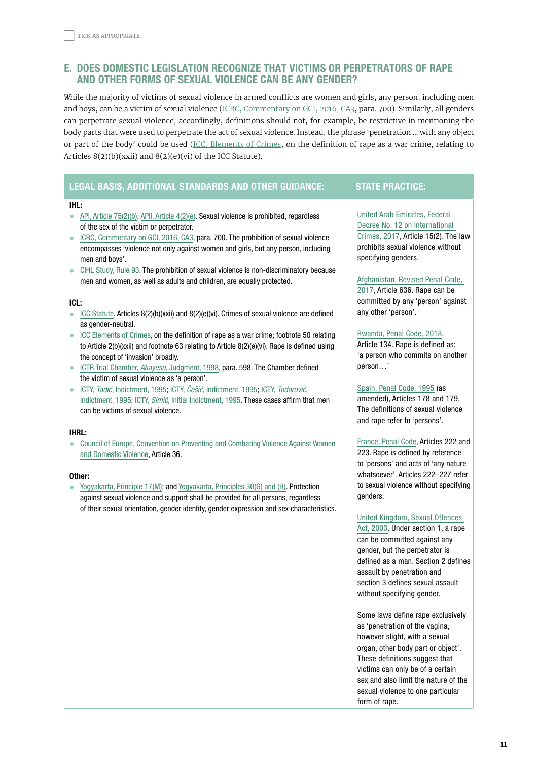TICK AS APPROPRIATE

## E. DOES DOMESTIC LEGISLATION RECOGNIZE THAT VICTIMS OR PERPETRATORS OF RAPE AND OTHER FORMS OF SEXUAL VIOLENCE CAN BE ANY GENDER?

While the majority of victims of sexual violence in armed conflicts are women and girls, any person, including men and boys, can be a victim of sexual violence (ICRC, Commentary on GCI, 2016, CA3, para. 700). Similarly, all genders can perpetrate sexual violence; accordingly, definitions should not, for example, be restrictive in mentioning the body parts that were used to perpetrate the act of sexual violence. Instead, the phrase 'penetration … with any object or part of the body' could be used (ICC, Elements of Crimes, on the definition of rape as a war crime, relating to Articles 8(2)(b)(xxii) and 8(2)(e)(vi) of the ICC Statute).

### LEGAL BASIS, ADDITIONAL STANDARDS AND OTHER GUIDANCE:

**IHL:**

- API, Article 75(2)(b); APII, Article 4(2)(e). Sexual violence is prohibited, regardless of the sex of the victim or perpetrator.
- ICRC, Commentary on GCI, 2016, CA3, para. 700. The prohibition of sexual violence encompasses 'violence not only against women and girls, but any person, including men and boys'.
- CIHL Study, Rule 93. The prohibition of sexual violence is non-discriminatory because men and women, as well as adults and children, are equally protected.

**ICL:**

- ICC Statute, Articles 8(2)(b)(xxii) and 8(2)(e)(vi). Crimes of sexual violence are defined as gender-neutral.
- ICC Elements of Crimes, on the definition of rape as a war crime; footnote 50 relating to Article 2(b)(xxii) and footnote 63 relating to Article 8(2)(e)(vi). Rape is defined using the concept of 'invasion' broadly.
- ICTR Trial Chamber, *Akayesu*, Judgment, 1998, para. 598. The Chamber defined the victim of sexual violence as 'a person'.
- ICTY, *Tadić*, Indictment, 1995; ICTY, *Češić*, Indictment, 1995; ICTY, *Todorović*, Indictment, 1995; ICTY, *Simić*, Initial Indictment, 1995. These cases affirm that men can be victims of sexual violence.

**IHRL:**

- Council of Europe, Convention on Preventing and Combating Violence Against Women and Domestic Violence, Article 36.

**Other:**

- Yogyakarta, Principle 17(M); and Yogyakarta, Principles 30(G) and (H). Protection against sexual violence and support shall be provided for all persons, regardless of their sexual orientation, gender identity, gender expression and sex characteristics.

### STATE PRACTICE:

United Arab Emirates, Federal Decree No. 12 on International Crimes, 2017, Article 15(2). The law prohibits sexual violence without specifying genders.

Afghanistan, Revised Penal Code, 2017, Article 636. Rape can be committed by any 'person' against any other 'person'.

Rwanda, Penal Code, 2018, Article 134. Rape is defined as: 'a person who commits on another person…'

Spain, Penal Code, 1995 (as amended), Articles 178 and 179. The definitions of sexual violence and rape refer to 'persons'.

France, Penal Code, Articles 222 and 223. Rape is defined by reference to 'persons' and acts of 'any nature whatsoever'. Articles 222–227 refer to sexual violence without specifying genders.

United Kingdom, Sexual Offences Act, 2003. Under section 1, a rape can be committed against any gender, but the perpetrator is defined as a man. Section 2 defines assault by penetration and section 3 defines sexual assault without specifying gender.

Some laws define rape exclusively as 'penetration of the vagina, however slight, with a sexual organ, other body part or object'. These definitions suggest that victims can only be of a certain sex and also limit the nature of the sexual violence to one particular form of rape.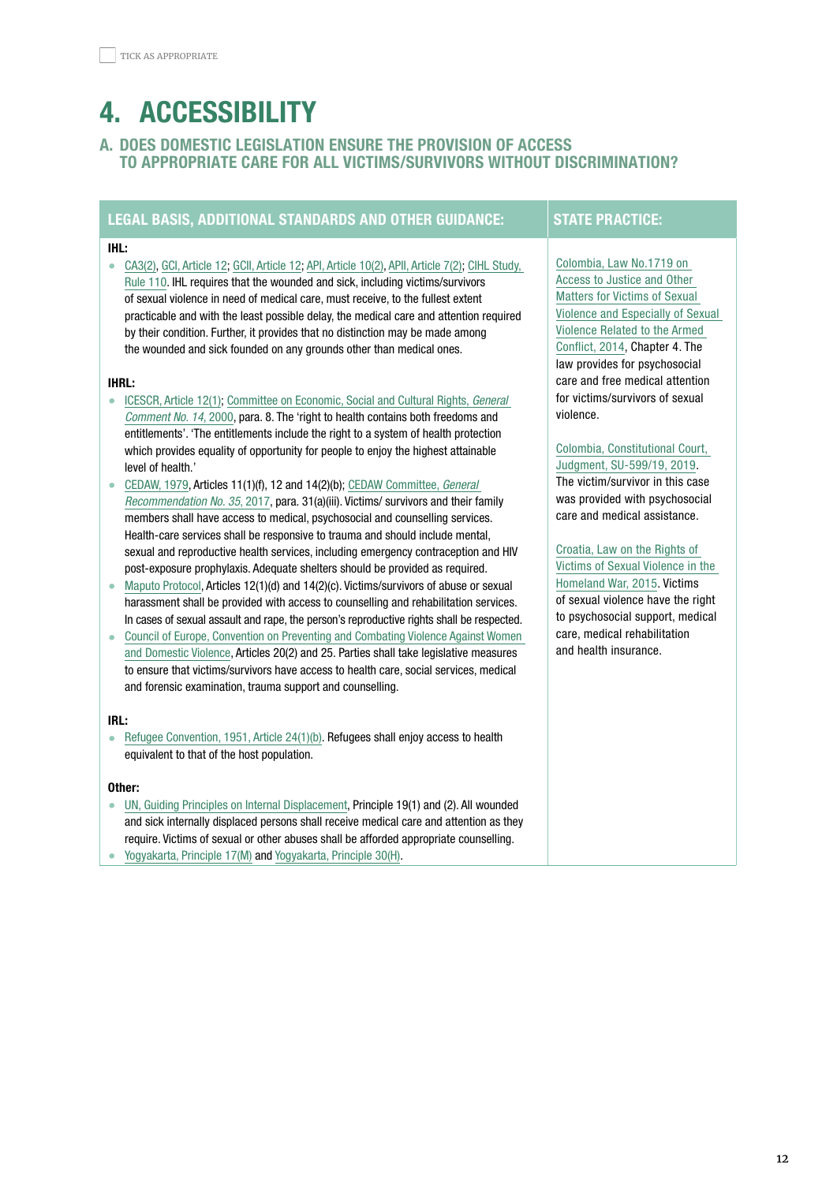☐ TICK AS APPROPRIATE

# 4. ACCESSIBILITY

## A. DOES DOMESTIC LEGISLATION ENSURE THE PROVISION OF ACCESS TO APPROPRIATE CARE FOR ALL VICTIMS/SURVIVORS WITHOUT DISCRIMINATION?

| LEGAL BASIS, ADDITIONAL STANDARDS AND OTHER GUIDANCE: | STATE PRACTICE: |
|---|---|
| **IHL:**<br>• CA3(2); GCI, Article 12; GCII, Article 12; API, Article 10(2), APII, Article 7(2); CIHL Study, Rule 110. IHL requires that the wounded and sick, including victims/survivors of sexual violence in need of medical care, must receive, to the fullest extent practicable and with the least possible delay, the medical care and attention required by their condition. Further, it provides that no distinction may be made among the wounded and sick founded on any grounds other than medical ones.<br><br>**IHRL:**<br>• ICESCR, Article 12(1); Committee on Economic, Social and Cultural Rights, *General Comment No. 14*, 2000, para. 8. The 'right to health contains both freedoms and entitlements'. 'The entitlements include the right to a system of health protection which provides equality of opportunity for people to enjoy the highest attainable level of health.'<br>• CEDAW, 1979, Articles 11(1)(f), 12 and 14(2)(b); CEDAW Committee, *General Recommendation No. 35*, 2017, para. 31(a)(iii). Victims/ survivors and their family members shall have access to medical, psychosocial and counselling services. Health-care services shall be responsive to trauma and should include mental, sexual and reproductive health services, including emergency contraception and HIV post-exposure prophylaxis. Adequate shelters should be provided as required.<br>• Maputo Protocol, Articles 12(1)(d) and 14(2)(c). Victims/survivors of abuse or sexual harassment shall be provided with access to counselling and rehabilitation services. In cases of sexual assault and rape, the person's reproductive rights shall be respected.<br>• Council of Europe, Convention on Preventing and Combating Violence Against Women and Domestic Violence, Articles 20(2) and 25. Parties shall take legislative measures to ensure that victims/survivors have access to health care, social services, medical and forensic examination, trauma support and counselling.<br><br>**IRL:**<br>• Refugee Convention, 1951, Article 24(1)(b). Refugees shall enjoy access to health equivalent to that of the host population.<br><br>**Other:**<br>• UN, Guiding Principles on Internal Displacement, Principle 19(1) and (2). All wounded and sick internally displaced persons shall receive medical care and attention as they require. Victims of sexual or other abuses shall be afforded appropriate counselling.<br>• Yogyakarta, Principle 17(M) and Yogyakarta, Principle 30(H). | Colombia, Law No.1719 on Access to Justice and Other Matters for Victims of Sexual Violence and Especially of Sexual Violence Related to the Armed Conflict, 2014, Chapter 4. The law provides for psychosocial care and free medical attention for victims/survivors of sexual violence.<br><br>Colombia, Constitutional Court, Judgment, SU-599/19, 2019. The victim/survivor in this case was provided with psychosocial care and medical assistance.<br><br>Croatia, Law on the Rights of Victims of Sexual Violence in the Homeland War, 2015. Victims of sexual violence have the right to psychosocial support, medical care, medical rehabilitation and health insurance. |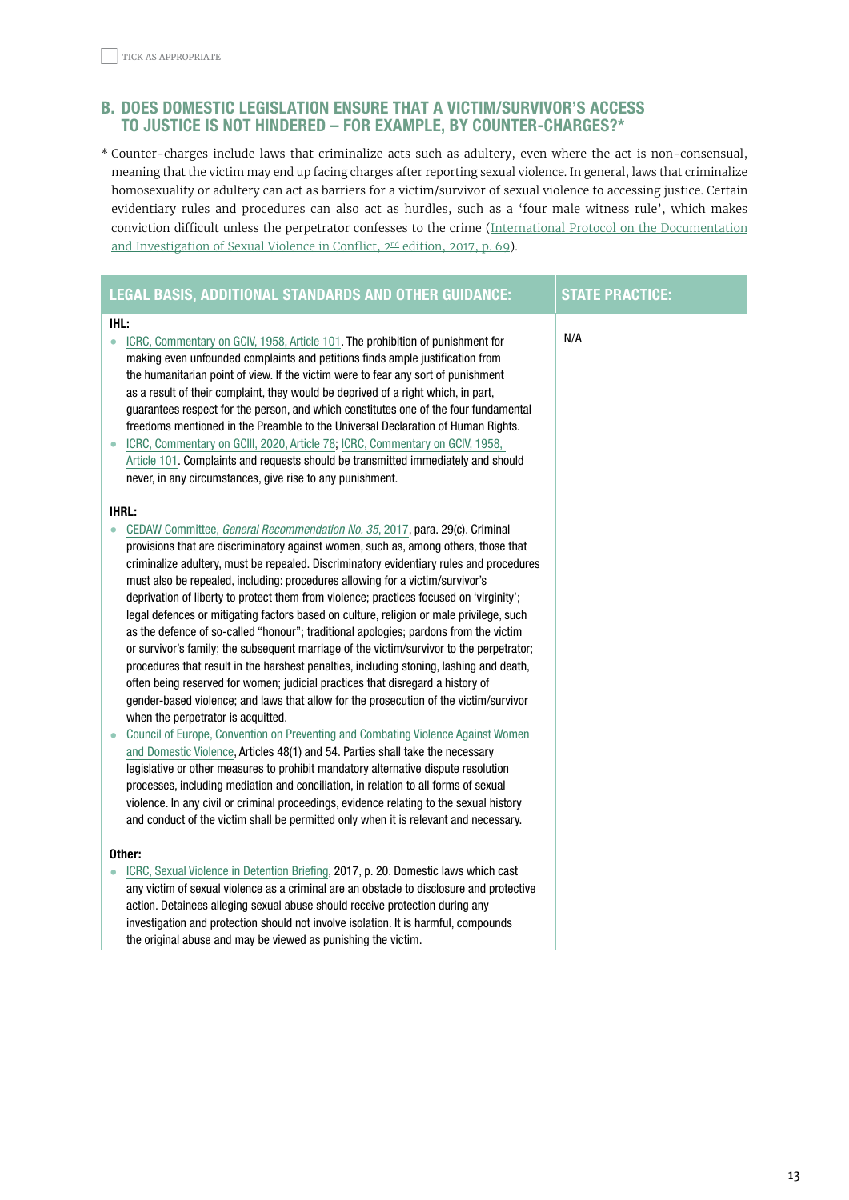TICK AS APPROPRIATE

## B. DOES DOMESTIC LEGISLATION ENSURE THAT A VICTIM/SURVIVOR'S ACCESS TO JUSTICE IS NOT HINDERED – FOR EXAMPLE, BY COUNTER-CHARGES?*

\* Counter-charges include laws that criminalize acts such as adultery, even where the act is non-consensual, meaning that the victim may end up facing charges after reporting sexual violence. In general, laws that criminalize homosexuality or adultery can act as barriers for a victim/survivor of sexual violence to accessing justice. Certain evidentiary rules and procedures can also act as hurdles, such as a 'four male witness rule', which makes conviction difficult unless the perpetrator confesses to the crime (International Protocol on the Documentation and Investigation of Sexual Violence in Conflict, 2nd edition, 2017, p. 69).

| LEGAL BASIS, ADDITIONAL STANDARDS AND OTHER GUIDANCE: | STATE PRACTICE: |
|---|---|
| **IHL:**<br>• ICRC, Commentary on GCIV, 1958, Article 101. The prohibition of punishment for making even unfounded complaints and petitions finds ample justification from the humanitarian point of view. If the victim were to fear any sort of punishment as a result of their complaint, they would be deprived of a right which, in part, guarantees respect for the person, and which constitutes one of the four fundamental freedoms mentioned in the Preamble to the Universal Declaration of Human Rights.<br>• ICRC, Commentary on GCIII, 2020, Article 78; ICRC, Commentary on GCIV, 1958, Article 101. Complaints and requests should be transmitted immediately and should never, in any circumstances, give rise to any punishment.<br><br>**IHRL:**<br>• CEDAW Committee, *General Recommendation No. 35*, 2017, para. 29(c). Criminal provisions that are discriminatory against women, such as, among others, those that criminalize adultery, must be repealed. Discriminatory evidentiary rules and procedures must also be repealed, including: procedures allowing for a victim/survivor's deprivation of liberty to protect them from violence; practices focused on 'virginity'; legal defences or mitigating factors based on culture, religion or male privilege, such as the defence of so-called "honour"; traditional apologies; pardons from the victim or survivor's family; the subsequent marriage of the victim/survivor to the perpetrator; procedures that result in the harshest penalties, including stoning, lashing and death, often being reserved for women; judicial practices that disregard a history of gender-based violence; and laws that allow for the prosecution of the victim/survivor when the perpetrator is acquitted.<br>• Council of Europe, Convention on Preventing and Combating Violence Against Women and Domestic Violence, Articles 48(1) and 54. Parties shall take the necessary legislative or other measures to prohibit mandatory alternative dispute resolution processes, including mediation and conciliation, in relation to all forms of sexual violence. In any civil or criminal proceedings, evidence relating to the sexual history and conduct of the victim shall be permitted only when it is relevant and necessary.<br><br>**Other:**<br>• ICRC, Sexual Violence in Detention Briefing, 2017, p. 20. Domestic laws which cast any victim of sexual violence as a criminal are an obstacle to disclosure and protective action. Detainees alleging sexual abuse should receive protection during any investigation and protection should not involve isolation. It is harmful, compounds the original abuse and may be viewed as punishing the victim. | N/A |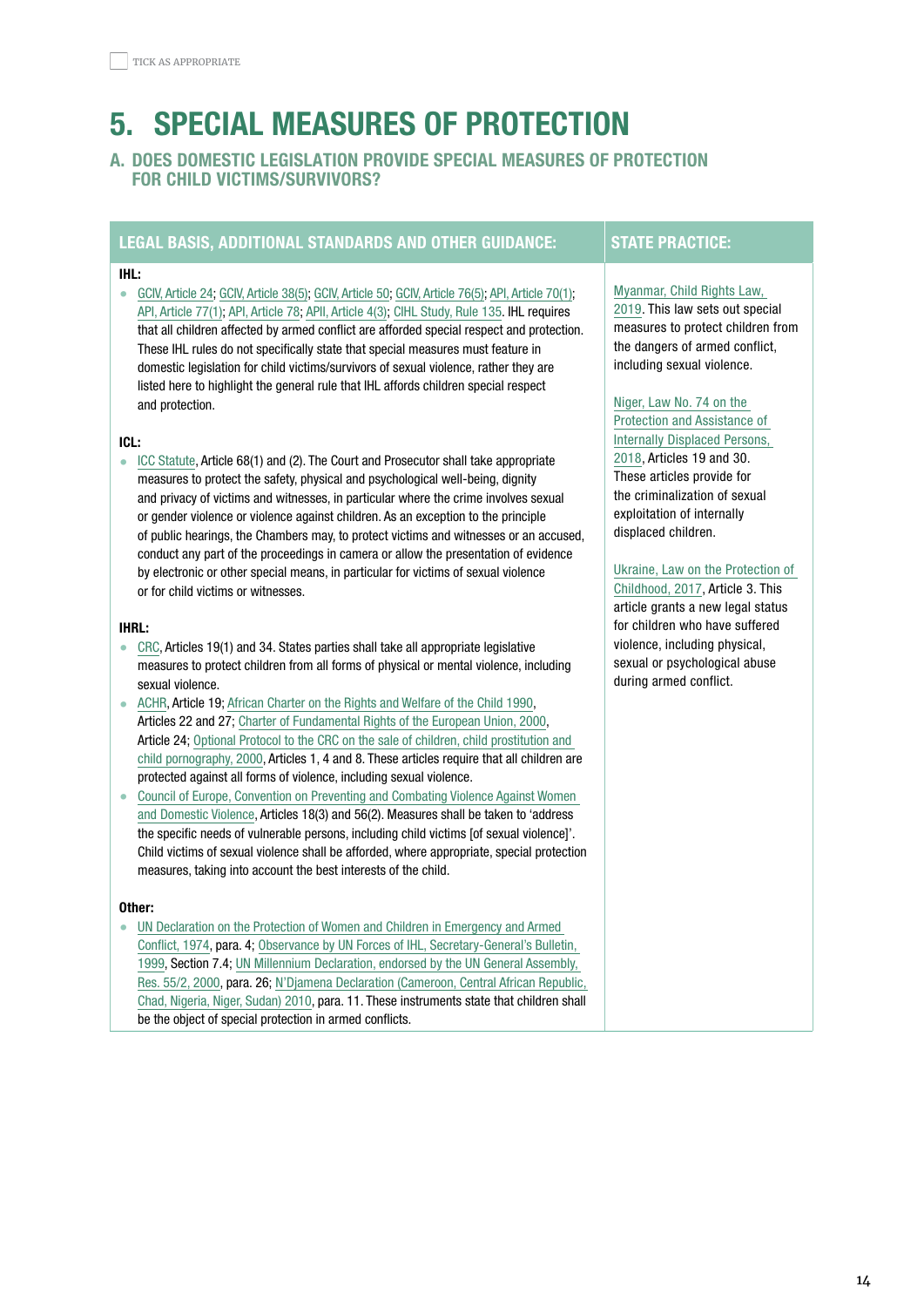TICK AS APPROPRIATE

# 5. SPECIAL MEASURES OF PROTECTION

## A. DOES DOMESTIC LEGISLATION PROVIDE SPECIAL MEASURES OF PROTECTION FOR CHILD VICTIMS/SURVIVORS?

| LEGAL BASIS, ADDITIONAL STANDARDS AND OTHER GUIDANCE: | STATE PRACTICE: |
|---|---|
| **IHL:**<br>• GCIV, Article 24; GCIV, Article 38(5); GCIV, Article 50; GCIV, Article 76(5); API, Article 70(1); API, Article 77(1); API, Article 78; APII, Article 4(3); CIHL Study, Rule 135. IHL requires that all children affected by armed conflict are afforded special respect and protection. These IHL rules do not specifically state that special measures must feature in domestic legislation for child victims/survivors of sexual violence, rather they are listed here to highlight the general rule that IHL affords children special respect and protection.<br><br>**ICL:**<br>• ICC Statute, Article 68(1) and (2). The Court and Prosecutor shall take appropriate measures to protect the safety, physical and psychological well-being, dignity and privacy of victims and witnesses, in particular where the crime involves sexual or gender violence or violence against children. As an exception to the principle of public hearings, the Chambers may, to protect victims and witnesses or an accused, conduct any part of the proceedings in camera or allow the presentation of evidence by electronic or other special means, in particular for victims of sexual violence or for child victims or witnesses.<br><br>**IHRL:**<br>• CRC, Articles 19(1) and 34. States parties shall take all appropriate legislative measures to protect children from all forms of physical or mental violence, including sexual violence.<br>• ACHR, Article 19; African Charter on the Rights and Welfare of the Child 1990, Articles 22 and 27; Charter of Fundamental Rights of the European Union, 2000, Article 24; Optional Protocol to the CRC on the sale of children, child prostitution and child pornography, 2000, Articles 1, 4 and 8. These articles require that all children are protected against all forms of violence, including sexual violence.<br>• Council of Europe, Convention on Preventing and Combating Violence Against Women and Domestic Violence, Articles 18(3) and 56(2). Measures shall be taken to 'address the specific needs of vulnerable persons, including child victims [of sexual violence]'. Child victims of sexual violence shall be afforded, where appropriate, special protection measures, taking into account the best interests of the child.<br><br>**Other:**<br>• UN Declaration on the Protection of Women and Children in Emergency and Armed Conflict, 1974, para. 4; Observance by UN Forces of IHL, Secretary-General's Bulletin, 1999, Section 7.4; UN Millennium Declaration, endorsed by the UN General Assembly, Res. 55/2, 2000, para. 26; N'Djamena Declaration (Cameroon, Central African Republic, Chad, Nigeria, Niger, Sudan) 2010, para. 11. These instruments state that children shall be the object of special protection in armed conflicts. | Myanmar, Child Rights Law, 2019. This law sets out special measures to protect children from the dangers of armed conflict, including sexual violence.<br><br>Niger, Law No. 74 on the Protection and Assistance of Internally Displaced Persons, 2018, Articles 19 and 30. These articles provide for the criminalization of sexual exploitation of internally displaced children.<br><br>Ukraine, Law on the Protection of Childhood, 2017, Article 3. This article grants a new legal status for children who have suffered violence, including physical, sexual or psychological abuse during armed conflict. |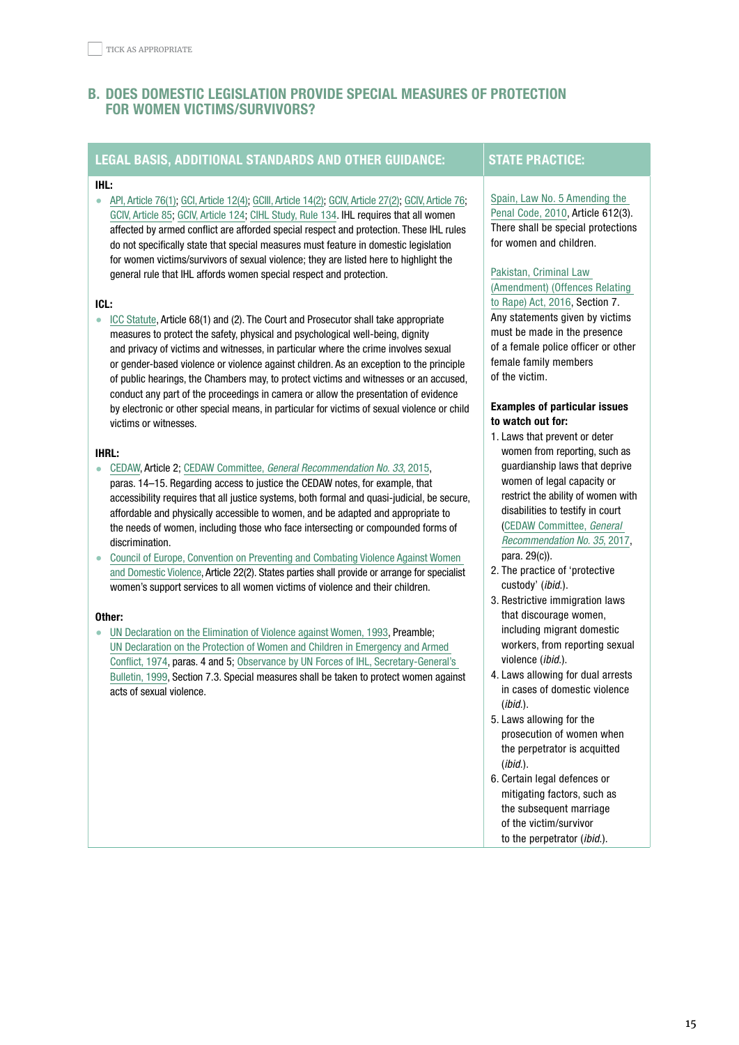TICK AS APPROPRIATE

## B. DOES DOMESTIC LEGISLATION PROVIDE SPECIAL MEASURES OF PROTECTION FOR WOMEN VICTIMS/SURVIVORS?

### LEGAL BASIS, ADDITIONAL STANDARDS AND OTHER GUIDANCE:

**IHL:**

- API, Article 76(1); GCI, Article 12(4); GCIII, Article 14(2); GCIV, Article 27(2); GCIV, Article 76; GCIV, Article 85; GCIV, Article 124; CIHL Study, Rule 134. IHL requires that all women affected by armed conflict are afforded special respect and protection. These IHL rules do not specifically state that special measures must feature in domestic legislation for women victims/survivors of sexual violence; they are listed here to highlight the general rule that IHL affords women special respect and protection.

**ICL:**

- ICC Statute, Article 68(1) and (2). The Court and Prosecutor shall take appropriate measures to protect the safety, physical and psychological well-being, dignity and privacy of victims and witnesses, in particular where the crime involves sexual or gender-based violence or violence against children. As an exception to the principle of public hearings, the Chambers may, to protect victims and witnesses or an accused, conduct any part of the proceedings in camera or allow the presentation of evidence by electronic or other special means, in particular for victims of sexual violence or child victims or witnesses.

**IHRL:**

- CEDAW, Article 2; CEDAW Committee, *General Recommendation No. 33*, 2015, paras. 14–15. Regarding access to justice the CEDAW notes, for example, that accessibility requires that all justice systems, both formal and quasi-judicial, be secure, affordable and physically accessible to women, and be adapted and appropriate to the needs of women, including those who face intersecting or compounded forms of discrimination.
- Council of Europe, Convention on Preventing and Combating Violence Against Women and Domestic Violence, Article 22(2). States parties shall provide or arrange for specialist women's support services to all women victims of violence and their children.

**Other:**

- UN Declaration on the Elimination of Violence against Women, 1993, Preamble; UN Declaration on the Protection of Women and Children in Emergency and Armed Conflict, 1974, paras. 4 and 5; Observance by UN Forces of IHL, Secretary-General's Bulletin, 1999, Section 7.3. Special measures shall be taken to protect women against acts of sexual violence.

### STATE PRACTICE:

Spain, Law No. 5 Amending the Penal Code, 2010, Article 612(3). There shall be special protections for women and children.

Pakistan, Criminal Law (Amendment) (Offences Relating to Rape) Act, 2016, Section 7. Any statements given by victims must be made in the presence of a female police officer or other female family members of the victim.

**Examples of particular issues to watch out for:**

1. Laws that prevent or deter women from reporting, such as guardianship laws that deprive women of legal capacity or restrict the ability of women with disabilities to testify in court (CEDAW Committee, *General Recommendation No. 35*, 2017, para. 29(c)).
2. The practice of 'protective custody' (*ibid.*).
3. Restrictive immigration laws that discourage women, including migrant domestic workers, from reporting sexual violence (*ibid.*).
4. Laws allowing for dual arrests in cases of domestic violence (*ibid.*).
5. Laws allowing for the prosecution of women when the perpetrator is acquitted (*ibid.*).
6. Certain legal defences or mitigating factors, such as the subsequent marriage of the victim/survivor to the perpetrator (*ibid.*).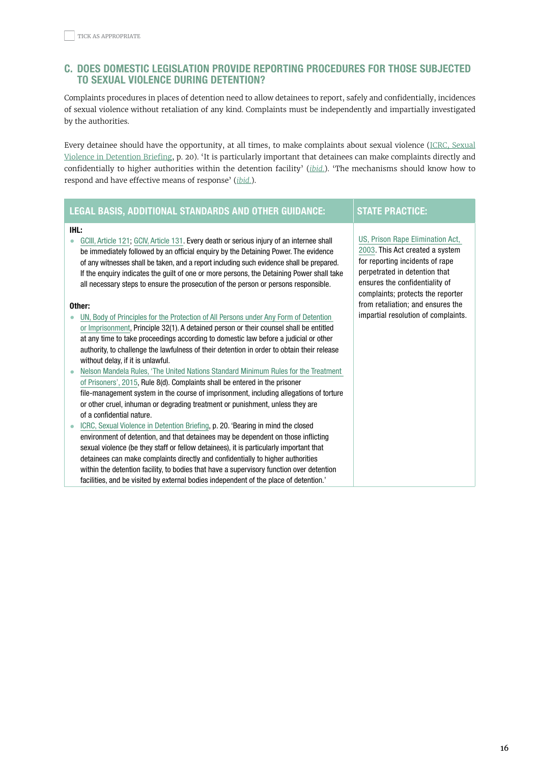☐ TICK AS APPROPRIATE

## C. DOES DOMESTIC LEGISLATION PROVIDE REPORTING PROCEDURES FOR THOSE SUBJECTED TO SEXUAL VIOLENCE DURING DETENTION?

Complaints procedures in places of detention need to allow detainees to report, safely and confidentially, incidences of sexual violence without retaliation of any kind. Complaints must be independently and impartially investigated by the authorities.

Every detainee should have the opportunity, at all times, to make complaints about sexual violence (ICRC, Sexual Violence in Detention Briefing, p. 20). 'It is particularly important that detainees can make complaints directly and confidentially to higher authorities within the detention facility' (*ibid.*). 'The mechanisms should know how to respond and have effective means of response' (*ibid.*).

| LEGAL BASIS, ADDITIONAL STANDARDS AND OTHER GUIDANCE: | STATE PRACTICE: |
|---|---|
| **IHL:**<br>• GCIII, Article 121; GCIV, Article 131. Every death or serious injury of an internee shall be immediately followed by an official enquiry by the Detaining Power. The evidence of any witnesses shall be taken, and a report including such evidence shall be prepared. If the enquiry indicates the guilt of one or more persons, the Detaining Power shall take all necessary steps to ensure the prosecution of the person or persons responsible.<br><br>**Other:**<br>• UN, Body of Principles for the Protection of All Persons under Any Form of Detention or Imprisonment, Principle 32(1). A detained person or their counsel shall be entitled at any time to take proceedings according to domestic law before a judicial or other authority, to challenge the lawfulness of their detention in order to obtain their release without delay, if it is unlawful.<br>• Nelson Mandela Rules, 'The United Nations Standard Minimum Rules for the Treatment of Prisoners', 2015, Rule 8(d). Complaints shall be entered in the prisoner file-management system in the course of imprisonment, including allegations of torture or other cruel, inhuman or degrading treatment or punishment, unless they are of a confidential nature.<br>• ICRC, Sexual Violence in Detention Briefing, p. 20. 'Bearing in mind the closed environment of detention, and that detainees may be dependent on those inflicting sexual violence (be they staff or fellow detainees), it is particularly important that detainees can make complaints directly and confidentially to higher authorities within the detention facility, to bodies that have a supervisory function over detention facilities, and be visited by external bodies independent of the place of detention.' | US, Prison Rape Elimination Act, 2003. This Act created a system for reporting incidents of rape perpetrated in detention that ensures the confidentiality of complaints; protects the reporter from retaliation; and ensures the impartial resolution of complaints. |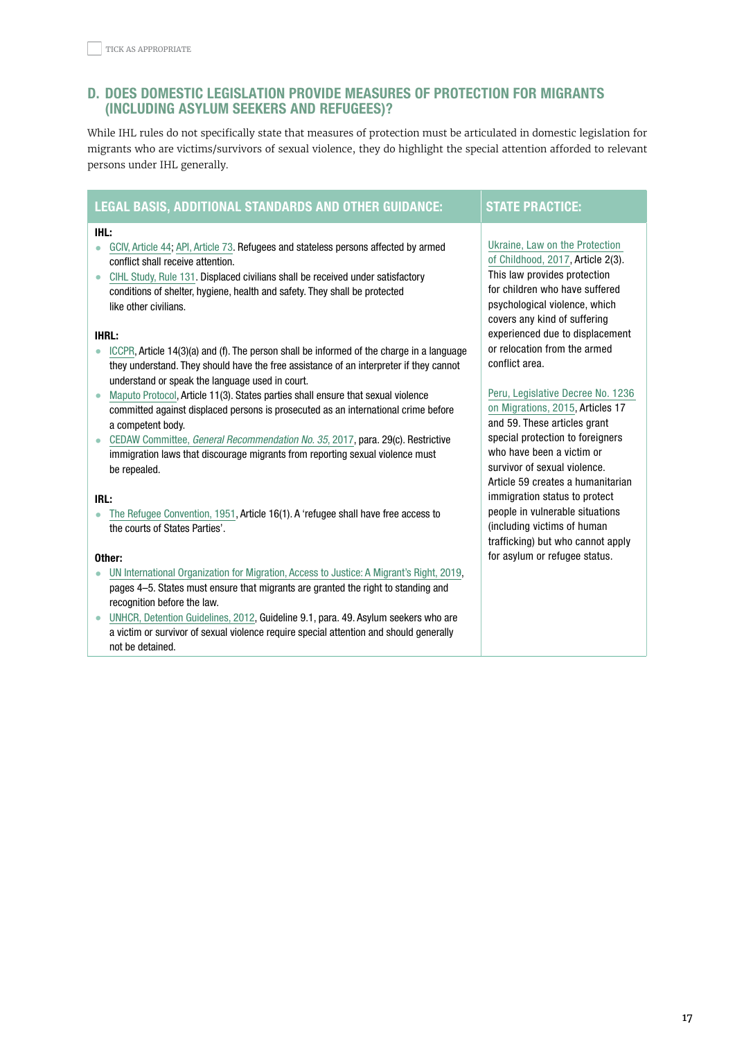☐ TICK AS APPROPRIATE

## D. DOES DOMESTIC LEGISLATION PROVIDE MEASURES OF PROTECTION FOR MIGRANTS (INCLUDING ASYLUM SEEKERS AND REFUGEES)?

While IHL rules do not specifically state that measures of protection must be articulated in domestic legislation for migrants who are victims/survivors of sexual violence, they do highlight the special attention afforded to relevant persons under IHL generally.

| LEGAL BASIS, ADDITIONAL STANDARDS AND OTHER GUIDANCE: | STATE PRACTICE: |
|---|---|
| **IHL:**<br>• GCIV, Article 44; API, Article 73. Refugees and stateless persons affected by armed conflict shall receive attention.<br>• CIHL Study, Rule 131. Displaced civilians shall be received under satisfactory conditions of shelter, hygiene, health and safety. They shall be protected like other civilians.<br><br>**IHRL:**<br>• ICCPR, Article 14(3)(a) and (f). The person shall be informed of the charge in a language they understand. They should have the free assistance of an interpreter if they cannot understand or speak the language used in court.<br>• Maputo Protocol, Article 11(3). States parties shall ensure that sexual violence committed against displaced persons is prosecuted as an international crime before a competent body.<br>• CEDAW Committee, *General Recommendation No. 35*, 2017, para. 29(c). Restrictive immigration laws that discourage migrants from reporting sexual violence must be repealed.<br><br>**IRL:**<br>• The Refugee Convention, 1951, Article 16(1). A 'refugee shall have free access to the courts of States Parties'.<br><br>**Other:**<br>• UN International Organization for Migration, Access to Justice: A Migrant's Right, 2019, pages 4–5. States must ensure that migrants are granted the right to standing and recognition before the law.<br>• UNHCR, Detention Guidelines, 2012, Guideline 9.1, para. 49. Asylum seekers who are a victim or survivor of sexual violence require special attention and should generally not be detained. | Ukraine, Law on the Protection of Childhood, 2017, Article 2(3). This law provides protection for children who have suffered psychological violence, which covers any kind of suffering experienced due to displacement or relocation from the armed conflict area.<br><br>Peru, Legislative Decree No. 1236 on Migrations, 2015, Articles 17 and 59. These articles grant special protection to foreigners who have been a victim or survivor of sexual violence. Article 59 creates a humanitarian immigration status to protect people in vulnerable situations (including victims of trafficking) but who cannot apply for asylum or refugee status. |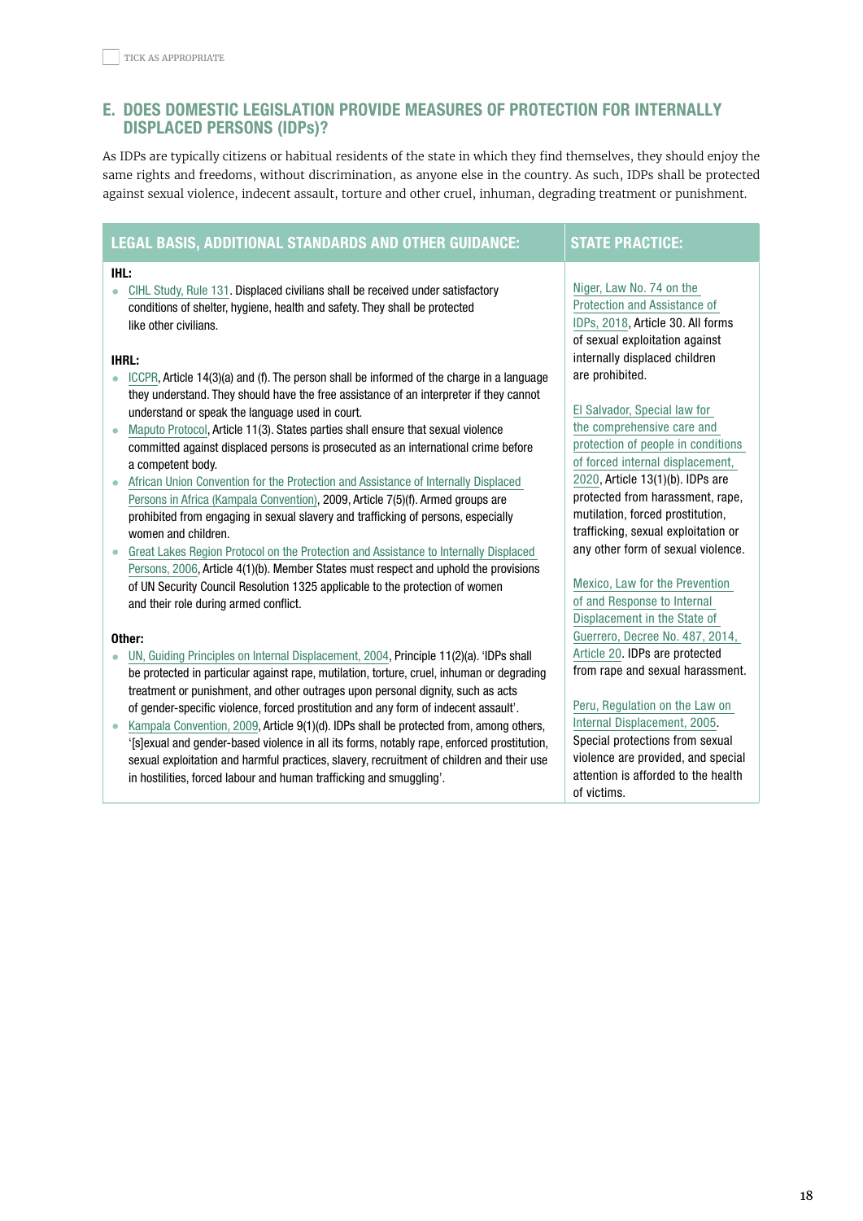☐ TICK AS APPROPRIATE

## E. DOES DOMESTIC LEGISLATION PROVIDE MEASURES OF PROTECTION FOR INTERNALLY DISPLACED PERSONS (IDPs)?

As IDPs are typically citizens or habitual residents of the state in which they find themselves, they should enjoy the same rights and freedoms, without discrimination, as anyone else in the country. As such, IDPs shall be protected against sexual violence, indecent assault, torture and other cruel, inhuman, degrading treatment or punishment.

| LEGAL BASIS, ADDITIONAL STANDARDS AND OTHER GUIDANCE: | STATE PRACTICE: |
|---|---|
| **IHL:**<br>• CIHL Study, Rule 131. Displaced civilians shall be received under satisfactory conditions of shelter, hygiene, health and safety. They shall be protected like other civilians.<br><br>**IHRL:**<br>• ICCPR, Article 14(3)(a) and (f). The person shall be informed of the charge in a language they understand. They should have the free assistance of an interpreter if they cannot understand or speak the language used in court.<br>• Maputo Protocol, Article 11(3). States parties shall ensure that sexual violence committed against displaced persons is prosecuted as an international crime before a competent body.<br>• African Union Convention for the Protection and Assistance of Internally Displaced Persons in Africa (Kampala Convention), 2009, Article 7(5)(f). Armed groups are prohibited from engaging in sexual slavery and trafficking of persons, especially women and children.<br>• Great Lakes Region Protocol on the Protection and Assistance to Internally Displaced Persons, 2006, Article 4(1)(b). Member States must respect and uphold the provisions of UN Security Council Resolution 1325 applicable to the protection of women and their role during armed conflict.<br><br>**Other:**<br>• UN, Guiding Principles on Internal Displacement, 2004, Principle 11(2)(a). 'IDPs shall be protected in particular against rape, mutilation, torture, cruel, inhuman or degrading treatment or punishment, and other outrages upon personal dignity, such as acts of gender-specific violence, forced prostitution and any form of indecent assault'.<br>• Kampala Convention, 2009, Article 9(1)(d). IDPs shall be protected from, among others, '[s]exual and gender-based violence in all its forms, notably rape, enforced prostitution, sexual exploitation and harmful practices, slavery, recruitment of children and their use in hostilities, forced labour and human trafficking and smuggling'. | Niger, Law No. 74 on the Protection and Assistance of IDPs, 2018, Article 30. All forms of sexual exploitation against internally displaced children are prohibited.<br><br>El Salvador, Special law for the comprehensive care and protection of people in conditions of forced internal displacement, 2020, Article 13(1)(b). IDPs are protected from harassment, rape, mutilation, forced prostitution, trafficking, sexual exploitation or any other form of sexual violence.<br><br>Mexico, Law for the Prevention of and Response to Internal Displacement in the State of Guerrero, Decree No. 487, 2014, Article 20. IDPs are protected from rape and sexual harassment.<br><br>Peru, Regulation on the Law on Internal Displacement, 2005. Special protections from sexual violence are provided, and special attention is afforded to the health of victims. |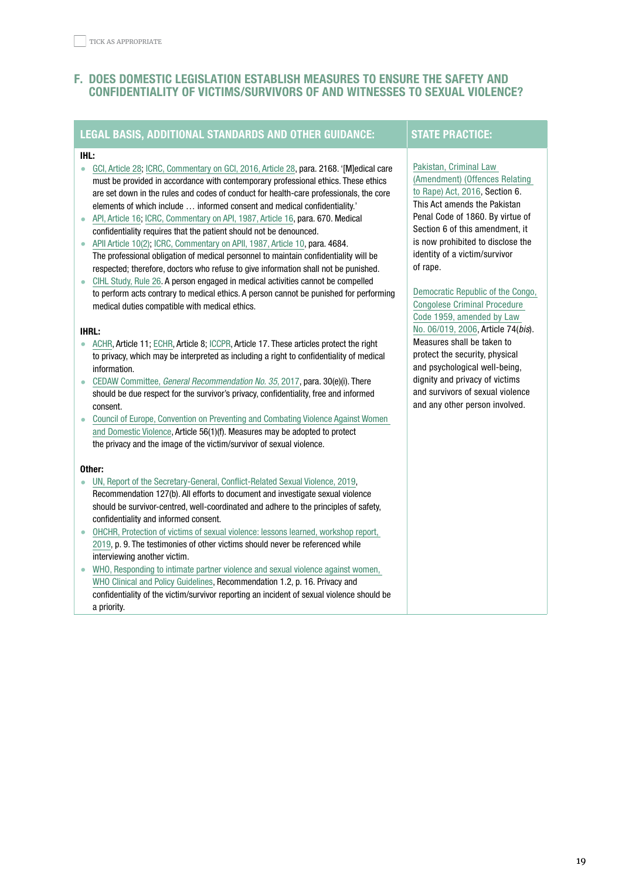TICK AS APPROPRIATE

## F. DOES DOMESTIC LEGISLATION ESTABLISH MEASURES TO ENSURE THE SAFETY AND CONFIDENTIALITY OF VICTIMS/SURVIVORS OF AND WITNESSES TO SEXUAL VIOLENCE?

### LEGAL BASIS, ADDITIONAL STANDARDS AND OTHER GUIDANCE:

**IHL:**

- GCI, Article 28; ICRC, Commentary on GCI, 2016, Article 28, para. 2168. '[M]edical care must be provided in accordance with contemporary professional ethics. These ethics are set down in the rules and codes of conduct for health-care professionals, the core elements of which include … informed consent and medical confidentiality.'
- API, Article 16; ICRC, Commentary on API, 1987, Article 16, para. 670. Medical confidentiality requires that the patient should not be denounced.
- APII Article 10(2); ICRC, Commentary on APII, 1987, Article 10, para. 4684. The professional obligation of medical personnel to maintain confidentiality will be respected; therefore, doctors who refuse to give information shall not be punished.
- CIHL Study, Rule 26. A person engaged in medical activities cannot be compelled to perform acts contrary to medical ethics. A person cannot be punished for performing medical duties compatible with medical ethics.

**IHRL:**

- ACHR, Article 11; ECHR, Article 8; ICCPR, Article 17. These articles protect the right to privacy, which may be interpreted as including a right to confidentiality of medical information.
- CEDAW Committee, *General Recommendation No. 35*, 2017, para. 30(e)(i). There should be due respect for the survivor's privacy, confidentiality, free and informed consent.
- Council of Europe, Convention on Preventing and Combating Violence Against Women and Domestic Violence, Article 56(1)(f). Measures may be adopted to protect the privacy and the image of the victim/survivor of sexual violence.

**Other:**

- UN, Report of the Secretary-General, Conflict-Related Sexual Violence, 2019, Recommendation 127(b). All efforts to document and investigate sexual violence should be survivor-centred, well-coordinated and adhere to the principles of safety, confidentiality and informed consent.
- OHCHR, Protection of victims of sexual violence: lessons learned, workshop report, 2019, p. 9. The testimonies of other victims should never be referenced while interviewing another victim.
- WHO, Responding to intimate partner violence and sexual violence against women, WHO Clinical and Policy Guidelines, Recommendation 1.2, p. 16. Privacy and confidentiality of the victim/survivor reporting an incident of sexual violence should be a priority.

### STATE PRACTICE:

Pakistan, Criminal Law (Amendment) (Offences Relating to Rape) Act, 2016, Section 6. This Act amends the Pakistan Penal Code of 1860. By virtue of Section 6 of this amendment, it is now prohibited to disclose the identity of a victim/survivor of rape.

Democratic Republic of the Congo, Congolese Criminal Procedure Code 1959, amended by Law No. 06/019, 2006, Article 74(*bis*). Measures shall be taken to protect the security, physical and psychological well-being, dignity and privacy of victims and survivors of sexual violence and any other person involved.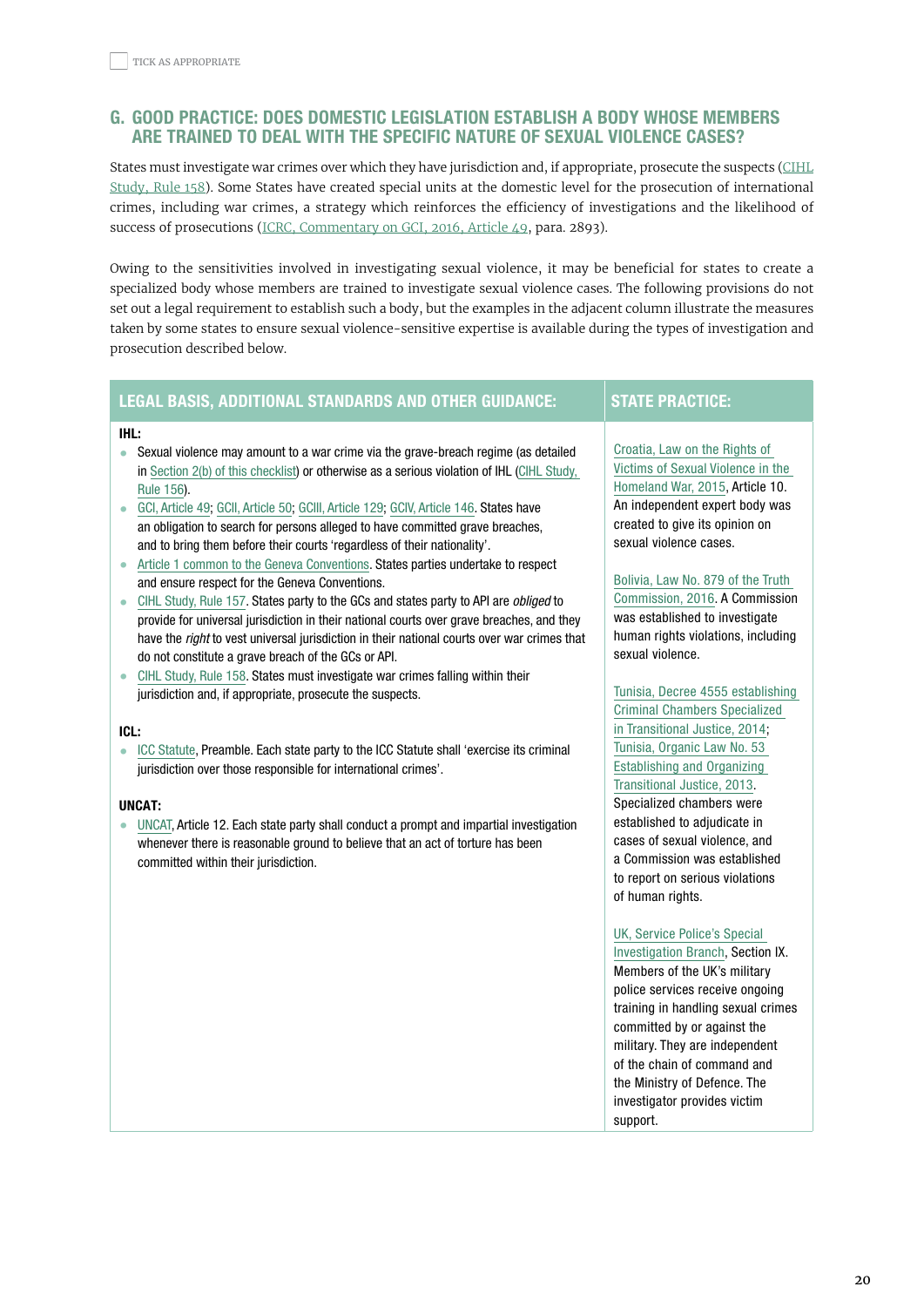☐ TICK AS APPROPRIATE

## G. GOOD PRACTICE: DOES DOMESTIC LEGISLATION ESTABLISH A BODY WHOSE MEMBERS ARE TRAINED TO DEAL WITH THE SPECIFIC NATURE OF SEXUAL VIOLENCE CASES?

States must investigate war crimes over which they have jurisdiction and, if appropriate, prosecute the suspects (CIHL Study, Rule 158). Some States have created special units at the domestic level for the prosecution of international crimes, including war crimes, a strategy which reinforces the efficiency of investigations and the likelihood of success of prosecutions (ICRC, Commentary on GCI, 2016, Article 49, para. 2893).

Owing to the sensitivities involved in investigating sexual violence, it may be beneficial for states to create a specialized body whose members are trained to investigate sexual violence cases. The following provisions do not set out a legal requirement to establish such a body, but the examples in the adjacent column illustrate the measures taken by some states to ensure sexual violence-sensitive expertise is available during the types of investigation and prosecution described below.

| LEGAL BASIS, ADDITIONAL STANDARDS AND OTHER GUIDANCE: | STATE PRACTICE: |
|---|---|
| **IHL:**<br>• Sexual violence may amount to a war crime via the grave-breach regime (as detailed in Section 2(b) of this checklist) or otherwise as a serious violation of IHL (CIHL Study, Rule 156).<br>• GCI, Article 49; GCII, Article 50; GCIII, Article 129; GCIV, Article 146. States have an obligation to search for persons alleged to have committed grave breaches, and to bring them before their courts 'regardless of their nationality'.<br>• Article 1 common to the Geneva Conventions. States parties undertake to respect and ensure respect for the Geneva Conventions.<br>• CIHL Study, Rule 157. States party to the GCs and states party to API are *obliged* to provide for universal jurisdiction in their national courts over grave breaches, and they have the *right* to vest universal jurisdiction in their national courts over war crimes that do not constitute a grave breach of the GCs or API.<br>• CIHL Study, Rule 158. States must investigate war crimes falling within their jurisdiction and, if appropriate, prosecute the suspects.<br><br>**ICL:**<br>• ICC Statute, Preamble. Each state party to the ICC Statute shall 'exercise its criminal jurisdiction over those responsible for international crimes'.<br><br>**UNCAT:**<br>• UNCAT, Article 12. Each state party shall conduct a prompt and impartial investigation whenever there is reasonable ground to believe that an act of torture has been committed within their jurisdiction. | Croatia, Law on the Rights of Victims of Sexual Violence in the Homeland War, 2015, Article 10. An independent expert body was created to give its opinion on sexual violence cases.<br><br>Bolivia, Law No. 879 of the Truth Commission, 2016. A Commission was established to investigate human rights violations, including sexual violence.<br><br>Tunisia, Decree 4555 establishing Criminal Chambers Specialized in Transitional Justice, 2014; Tunisia, Organic Law No. 53 Establishing and Organizing Transitional Justice, 2013. Specialized chambers were established to adjudicate in cases of sexual violence, and a Commission was established to report on serious violations of human rights.<br><br>UK, Service Police's Special Investigation Branch, Section IX. Members of the UK's military police services receive ongoing training in handling sexual crimes committed by or against the military. They are independent of the chain of command and the Ministry of Defence. The investigator provides victim support. |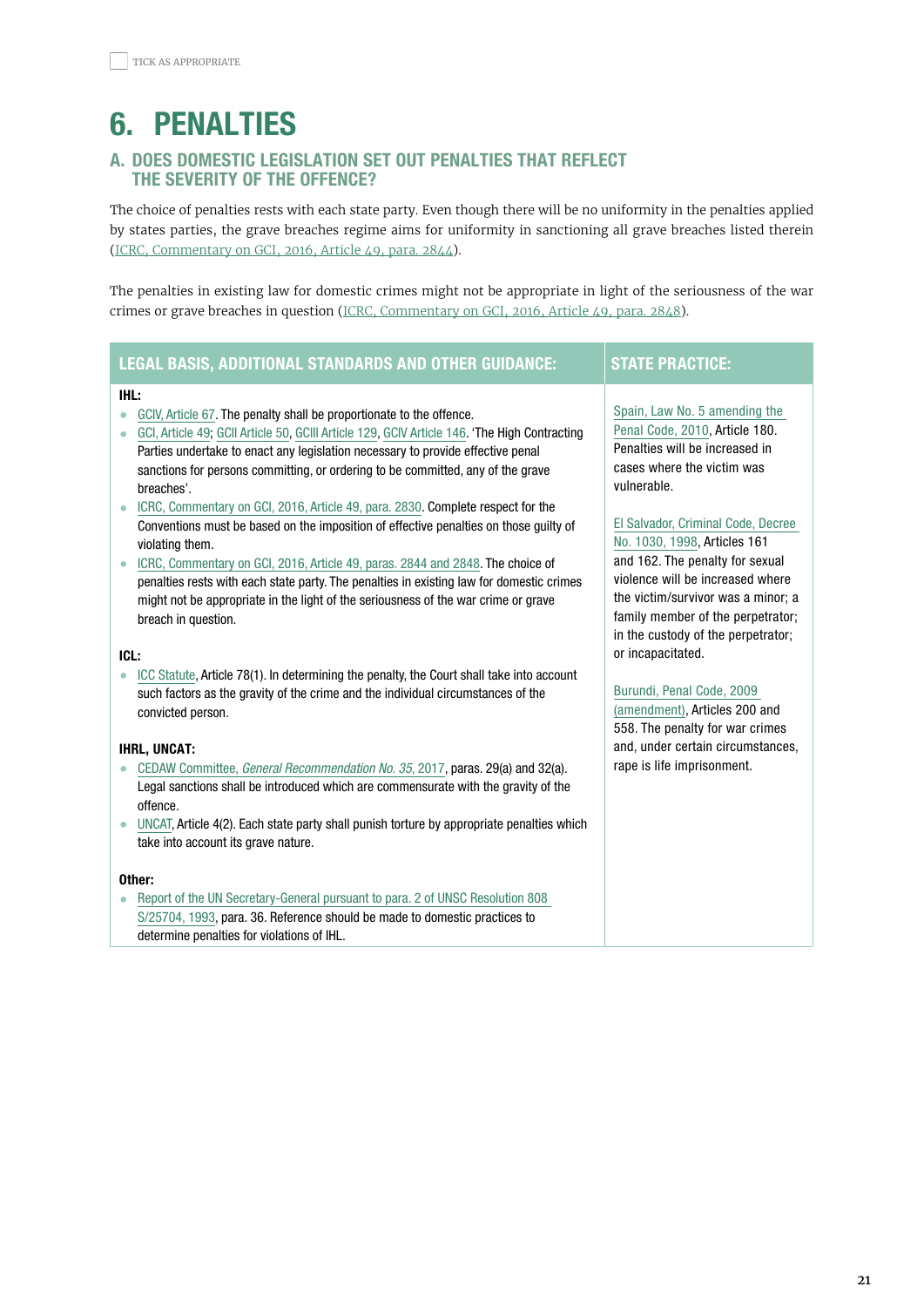☐ TICK AS APPROPRIATE

# 6. PENALTIES

## A. DOES DOMESTIC LEGISLATION SET OUT PENALTIES THAT REFLECT THE SEVERITY OF THE OFFENCE?

The choice of penalties rests with each state party. Even though there will be no uniformity in the penalties applied by states parties, the grave breaches regime aims for uniformity in sanctioning all grave breaches listed therein (ICRC, Commentary on GCI, 2016, Article 49, para. 2844).

The penalties in existing law for domestic crimes might not be appropriate in light of the seriousness of the war crimes or grave breaches in question (ICRC, Commentary on GCI, 2016, Article 49, para. 2848).

| LEGAL BASIS, ADDITIONAL STANDARDS AND OTHER GUIDANCE: | STATE PRACTICE: |
|---|---|
| **IHL:**<br>• GCIV, Article 67. The penalty shall be proportionate to the offence.<br>• GCI, Article 49; GCII Article 50, GCIII Article 129, GCIV Article 146. 'The High Contracting Parties undertake to enact any legislation necessary to provide effective penal sanctions for persons committing, or ordering to be committed, any of the grave breaches'.<br>• ICRC, Commentary on GCI, 2016, Article 49, para. 2830. Complete respect for the Conventions must be based on the imposition of effective penalties on those guilty of violating them.<br>• ICRC, Commentary on GCI, 2016, Article 49, paras. 2844 and 2848. The choice of penalties rests with each state party. The penalties in existing law for domestic crimes might not be appropriate in the light of the seriousness of the war crime or grave breach in question.<br><br>**ICL:**<br>• ICC Statute, Article 78(1). In determining the penalty, the Court shall take into account such factors as the gravity of the crime and the individual circumstances of the convicted person.<br><br>**IHRL, UNCAT:**<br>• CEDAW Committee, *General Recommendation No. 35*, 2017, paras. 29(a) and 32(a). Legal sanctions shall be introduced which are commensurate with the gravity of the offence.<br>• UNCAT, Article 4(2). Each state party shall punish torture by appropriate penalties which take into account its grave nature.<br><br>**Other:**<br>• Report of the UN Secretary-General pursuant to para. 2 of UNSC Resolution 808 S/25704, 1993, para. 36. Reference should be made to domestic practices to determine penalties for violations of IHL. | Spain, Law No. 5 amending the Penal Code, 2010, Article 180. Penalties will be increased in cases where the victim was vulnerable.<br><br>El Salvador, Criminal Code, Decree No. 1030, 1998, Articles 161 and 162. The penalty for sexual violence will be increased where the victim/survivor was a minor; a family member of the perpetrator; in the custody of the perpetrator; or incapacitated.<br><br>Burundi, Penal Code, 2009 (amendment), Articles 200 and 558. The penalty for war crimes and, under certain circumstances, rape is life imprisonment. |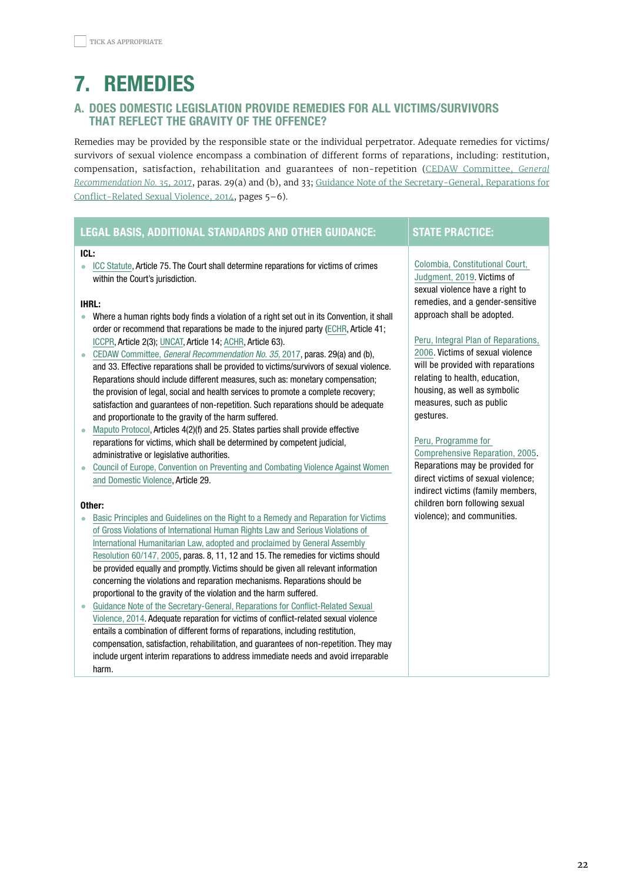☐ TICK AS APPROPRIATE

# 7. REMEDIES

## A. DOES DOMESTIC LEGISLATION PROVIDE REMEDIES FOR ALL VICTIMS/SURVIVORS THAT REFLECT THE GRAVITY OF THE OFFENCE?

Remedies may be provided by the responsible state or the individual perpetrator. Adequate remedies for victims/survivors of sexual violence encompass a combination of different forms of reparations, including: restitution, compensation, satisfaction, rehabilitation and guarantees of non-repetition (CEDAW Committee, *General Recommendation No. 35*, 2017, paras. 29(a) and (b), and 33; Guidance Note of the Secretary-General, Reparations for Conflict-Related Sexual Violence, 2014, pages 5–6).

| LEGAL BASIS, ADDITIONAL STANDARDS AND OTHER GUIDANCE: | STATE PRACTICE: |
|---|---|
| **ICL:**<br>• ICC Statute, Article 75. The Court shall determine reparations for victims of crimes within the Court's jurisdiction.<br><br>**IHRL:**<br>• Where a human rights body finds a violation of a right set out in its Convention, it shall order or recommend that reparations be made to the injured party (ECHR, Article 41; ICCPR, Article 2(3); UNCAT, Article 14; ACHR, Article 63).<br>• CEDAW Committee, *General Recommendation No. 35*, 2017, paras. 29(a) and (b), and 33. Effective reparations shall be provided to victims/survivors of sexual violence. Reparations should include different measures, such as: monetary compensation; the provision of legal, social and health services to promote a complete recovery; satisfaction and guarantees of non-repetition. Such reparations should be adequate and proportionate to the gravity of the harm suffered.<br>• Maputo Protocol, Articles 4(2)(f) and 25. States parties shall provide effective reparations for victims, which shall be determined by competent judicial, administrative or legislative authorities.<br>• Council of Europe, Convention on Preventing and Combating Violence Against Women and Domestic Violence, Article 29.<br><br>**Other:**<br>• Basic Principles and Guidelines on the Right to a Remedy and Reparation for Victims of Gross Violations of International Human Rights Law and Serious Violations of International Humanitarian Law, adopted and proclaimed by General Assembly Resolution 60/147, 2005, paras. 8, 11, 12 and 15. The remedies for victims should be provided equally and promptly. Victims should be given all relevant information concerning the violations and reparation mechanisms. Reparations should be proportional to the gravity of the violation and the harm suffered.<br>• Guidance Note of the Secretary-General, Reparations for Conflict-Related Sexual Violence, 2014. Adequate reparation for victims of conflict-related sexual violence entails a combination of different forms of reparations, including restitution, compensation, satisfaction, rehabilitation, and guarantees of non-repetition. They may include urgent interim reparations to address immediate needs and avoid irreparable harm. | Colombia, Constitutional Court, Judgment, 2019. Victims of sexual violence have a right to remedies, and a gender-sensitive approach shall be adopted.<br><br>Peru, Integral Plan of Reparations, 2006. Victims of sexual violence will be provided with reparations relating to health, education, housing, as well as symbolic measures, such as public gestures.<br><br>Peru, Programme for Comprehensive Reparation, 2005. Reparations may be provided for direct victims of sexual violence; indirect victims (family members, children born following sexual violence); and communities. |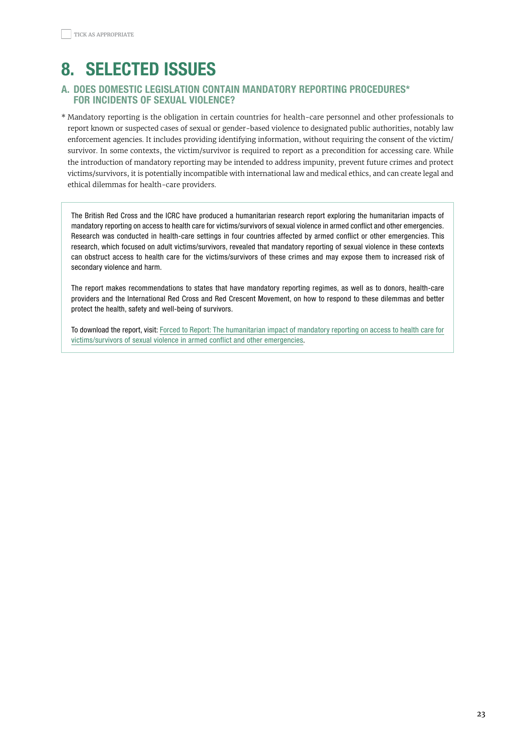☐ TICK AS APPROPRIATE

# 8. SELECTED ISSUES

## A. DOES DOMESTIC LEGISLATION CONTAIN MANDATORY REPORTING PROCEDURES* FOR INCIDENTS OF SEXUAL VIOLENCE?

* Mandatory reporting is the obligation in certain countries for health-care personnel and other professionals to report known or suspected cases of sexual or gender-based violence to designated public authorities, notably law enforcement agencies. It includes providing identifying information, without requiring the consent of the victim/survivor. In some contexts, the victim/survivor is required to report as a precondition for accessing care. While the introduction of mandatory reporting may be intended to address impunity, prevent future crimes and protect victims/survivors, it is potentially incompatible with international law and medical ethics, and can create legal and ethical dilemmas for health-care providers.

The British Red Cross and the ICRC have produced a humanitarian research report exploring the humanitarian impacts of mandatory reporting on access to health care for victims/survivors of sexual violence in armed conflict and other emergencies. Research was conducted in health-care settings in four countries affected by armed conflict or other emergencies. This research, which focused on adult victims/survivors, revealed that mandatory reporting of sexual violence in these contexts can obstruct access to health care for the victims/survivors of these crimes and may expose them to increased risk of secondary violence and harm.

The report makes recommendations to states that have mandatory reporting regimes, as well as to donors, health-care providers and the International Red Cross and Red Crescent Movement, on how to respond to these dilemmas and better protect the health, safety and well-being of survivors.

To download the report, visit: Forced to Report: The humanitarian impact of mandatory reporting on access to health care for victims/survivors of sexual violence in armed conflict and other emergencies.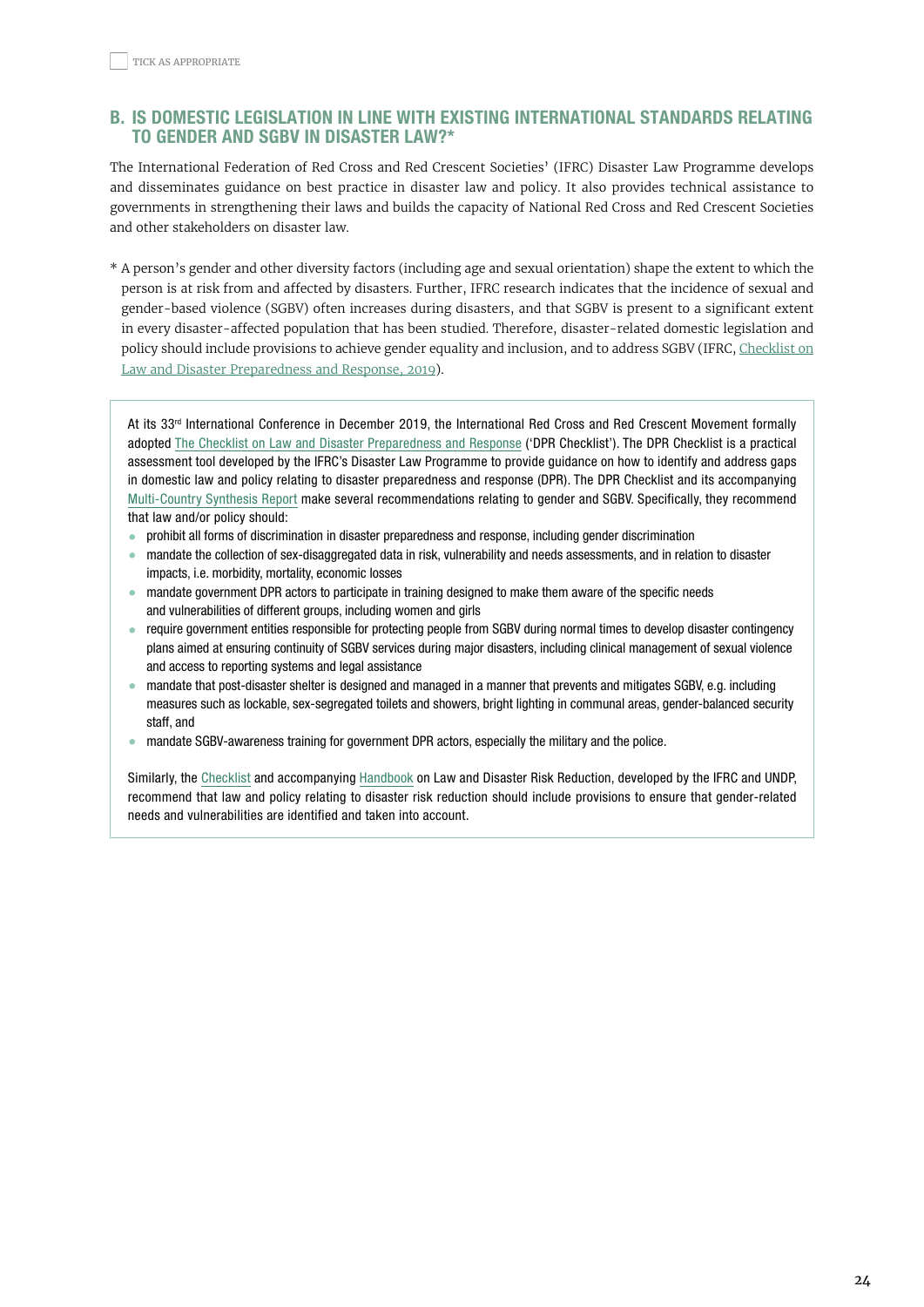☐ TICK AS APPROPRIATE

## B. IS DOMESTIC LEGISLATION IN LINE WITH EXISTING INTERNATIONAL STANDARDS RELATING TO GENDER AND SGBV IN DISASTER LAW?*

The International Federation of Red Cross and Red Crescent Societies' (IFRC) Disaster Law Programme develops and disseminates guidance on best practice in disaster law and policy. It also provides technical assistance to governments in strengthening their laws and builds the capacity of National Red Cross and Red Crescent Societies and other stakeholders on disaster law.

\* A person's gender and other diversity factors (including age and sexual orientation) shape the extent to which the person is at risk from and affected by disasters. Further, IFRC research indicates that the incidence of sexual and gender-based violence (SGBV) often increases during disasters, and that SGBV is present to a significant extent in every disaster-affected population that has been studied. Therefore, disaster-related domestic legislation and policy should include provisions to achieve gender equality and inclusion, and to address SGBV (IFRC, Checklist on Law and Disaster Preparedness and Response, 2019).

At its 33rd International Conference in December 2019, the International Red Cross and Red Crescent Movement formally adopted The Checklist on Law and Disaster Preparedness and Response ('DPR Checklist'). The DPR Checklist is a practical assessment tool developed by the IFRC's Disaster Law Programme to provide guidance on how to identify and address gaps in domestic law and policy relating to disaster preparedness and response (DPR). The DPR Checklist and its accompanying Multi-Country Synthesis Report make several recommendations relating to gender and SGBV. Specifically, they recommend that law and/or policy should:

- prohibit all forms of discrimination in disaster preparedness and response, including gender discrimination
- mandate the collection of sex-disaggregated data in risk, vulnerability and needs assessments, and in relation to disaster impacts, i.e. morbidity, mortality, economic losses
- mandate government DPR actors to participate in training designed to make them aware of the specific needs and vulnerabilities of different groups, including women and girls
- require government entities responsible for protecting people from SGBV during normal times to develop disaster contingency plans aimed at ensuring continuity of SGBV services during major disasters, including clinical management of sexual violence and access to reporting systems and legal assistance
- mandate that post-disaster shelter is designed and managed in a manner that prevents and mitigates SGBV, e.g. including measures such as lockable, sex-segregated toilets and showers, bright lighting in communal areas, gender-balanced security staff, and
- mandate SGBV-awareness training for government DPR actors, especially the military and the police.

Similarly, the Checklist and accompanying Handbook on Law and Disaster Risk Reduction, developed by the IFRC and UNDP, recommend that law and policy relating to disaster risk reduction should include provisions to ensure that gender-related needs and vulnerabilities are identified and taken into account.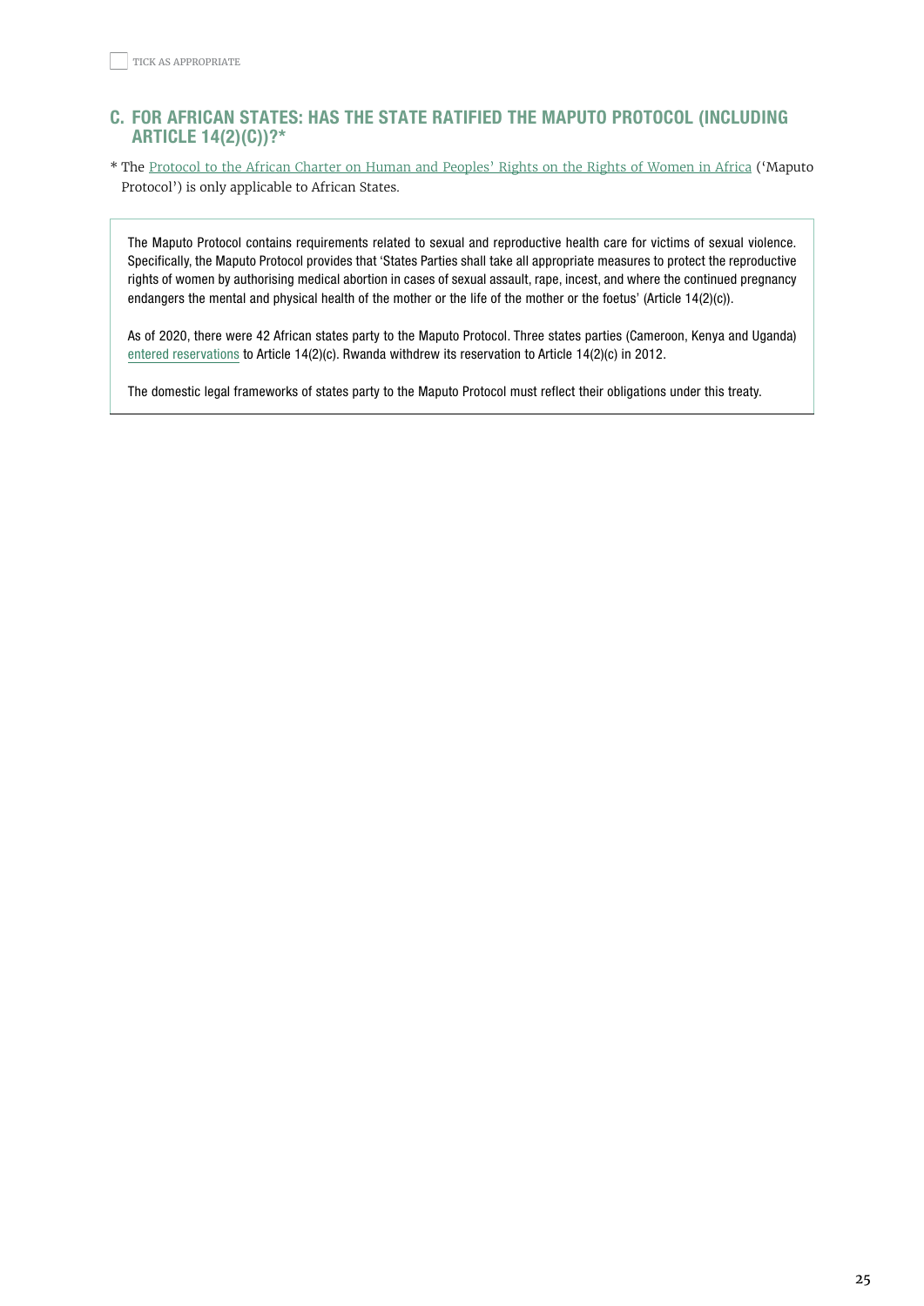☐ TICK AS APPROPRIATE

## C. FOR AFRICAN STATES: HAS THE STATE RATIFIED THE MAPUTO PROTOCOL (INCLUDING ARTICLE 14(2)(C))?*

* The Protocol to the African Charter on Human and Peoples' Rights on the Rights of Women in Africa ('Maputo Protocol') is only applicable to African States.

The Maputo Protocol contains requirements related to sexual and reproductive health care for victims of sexual violence. Specifically, the Maputo Protocol provides that 'States Parties shall take all appropriate measures to protect the reproductive rights of women by authorising medical abortion in cases of sexual assault, rape, incest, and where the continued pregnancy endangers the mental and physical health of the mother or the life of the mother or the foetus' (Article 14(2)(c)).

As of 2020, there were 42 African states party to the Maputo Protocol. Three states parties (Cameroon, Kenya and Uganda) entered reservations to Article 14(2)(c). Rwanda withdrew its reservation to Article 14(2)(c) in 2012.

The domestic legal frameworks of states party to the Maputo Protocol must reflect their obligations under this treaty.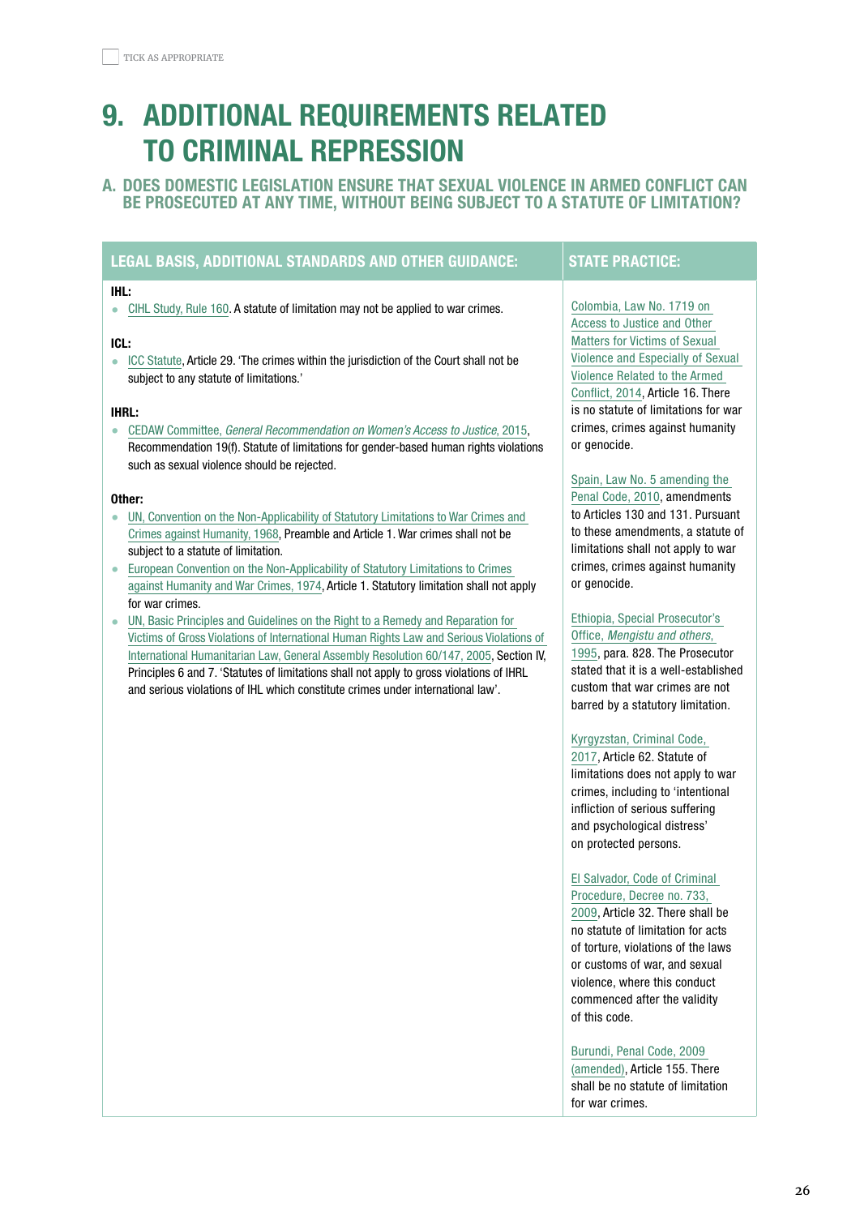☐ TICK AS APPROPRIATE

# 9. ADDITIONAL REQUIREMENTS RELATED TO CRIMINAL REPRESSION

## A. DOES DOMESTIC LEGISLATION ENSURE THAT SEXUAL VIOLENCE IN ARMED CONFLICT CAN BE PROSECUTED AT ANY TIME, WITHOUT BEING SUBJECT TO A STATUTE OF LIMITATION?

### LEGAL BASIS, ADDITIONAL STANDARDS AND OTHER GUIDANCE:

**IHL:**

- CIHL Study, Rule 160. A statute of limitation may not be applied to war crimes.

**ICL:**

- ICC Statute, Article 29. 'The crimes within the jurisdiction of the Court shall not be subject to any statute of limitations.'

**IHRL:**

- CEDAW Committee, *General Recommendation on Women's Access to Justice*, 2015, Recommendation 19(f). Statute of limitations for gender-based human rights violations such as sexual violence should be rejected.

**Other:**

- UN, Convention on the Non-Applicability of Statutory Limitations to War Crimes and Crimes against Humanity, 1968, Preamble and Article 1. War crimes shall not be subject to a statute of limitation.
- European Convention on the Non-Applicability of Statutory Limitations to Crimes against Humanity and War Crimes, 1974, Article 1. Statutory limitation shall not apply for war crimes.
- UN, Basic Principles and Guidelines on the Right to a Remedy and Reparation for Victims of Gross Violations of International Human Rights Law and Serious Violations of International Humanitarian Law, General Assembly Resolution 60/147, 2005, Section IV, Principles 6 and 7. 'Statutes of limitations shall not apply to gross violations of IHRL and serious violations of IHL which constitute crimes under international law'.

### STATE PRACTICE:

Colombia, Law No. 1719 on Access to Justice and Other Matters for Victims of Sexual Violence and Especially of Sexual Violence Related to the Armed Conflict, 2014, Article 16. There is no statute of limitations for war crimes, crimes against humanity or genocide.

Spain, Law No. 5 amending the Penal Code, 2010, amendments to Articles 130 and 131. Pursuant to these amendments, a statute of limitations shall not apply to war crimes, crimes against humanity or genocide.

Ethiopia, Special Prosecutor's Office, *Mengistu and others*, 1995, para. 828. The Prosecutor stated that it is a well-established custom that war crimes are not barred by a statutory limitation.

Kyrgyzstan, Criminal Code, 2017, Article 62. Statute of limitations does not apply to war crimes, including to 'intentional infliction of serious suffering and psychological distress' on protected persons.

El Salvador, Code of Criminal Procedure, Decree no. 733, 2009, Article 32. There shall be no statute of limitation for acts of torture, violations of the laws or customs of war, and sexual violence, where this conduct commenced after the validity of this code.

Burundi, Penal Code, 2009 (amended), Article 155. There shall be no statute of limitation for war crimes.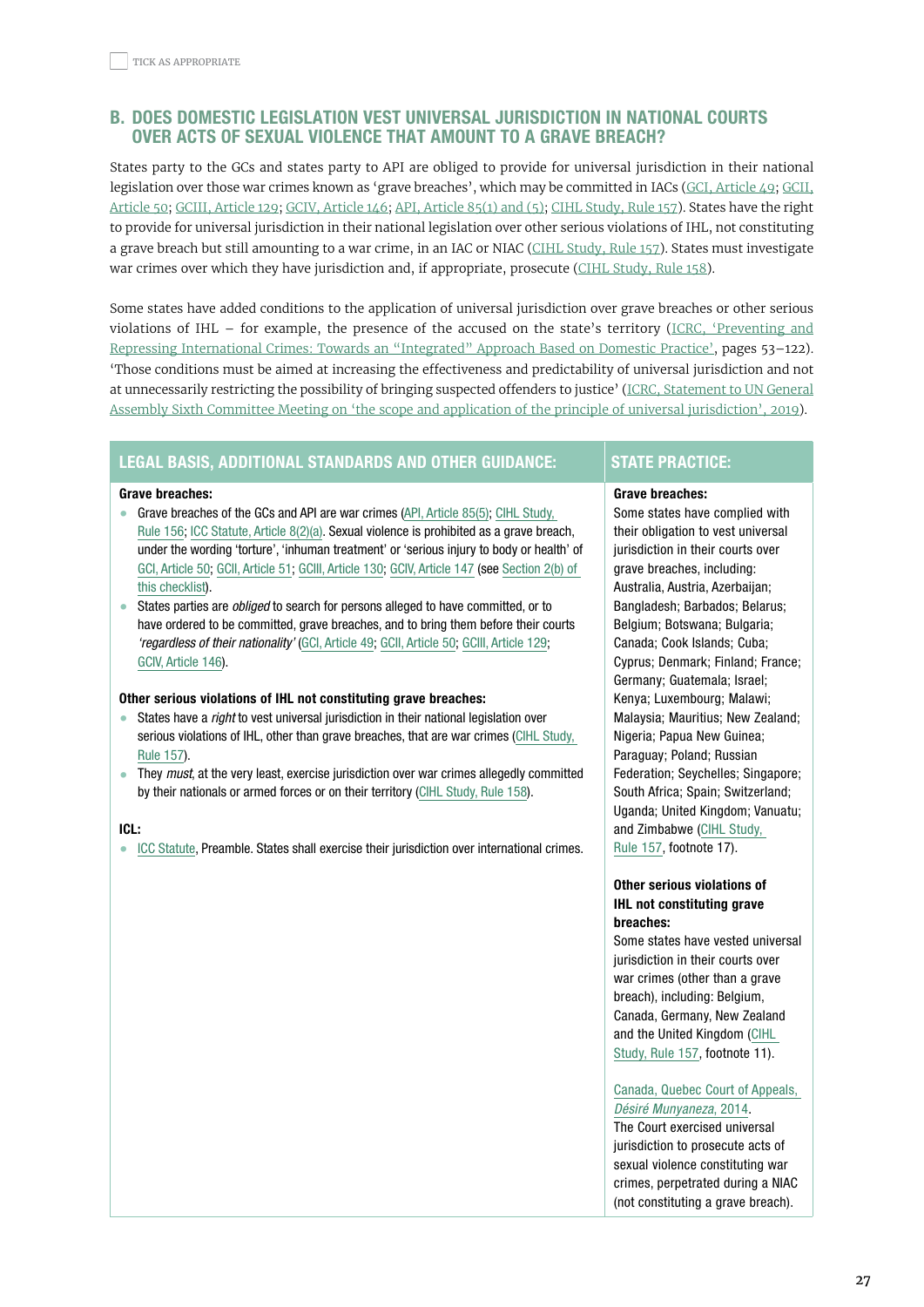TICK AS APPROPRIATE

## B. DOES DOMESTIC LEGISLATION VEST UNIVERSAL JURISDICTION IN NATIONAL COURTS OVER ACTS OF SEXUAL VIOLENCE THAT AMOUNT TO A GRAVE BREACH?

States party to the GCs and states party to API are obliged to provide for universal jurisdiction in their national legislation over those war crimes known as 'grave breaches', which may be committed in IACs (GCI, Article 49; GCII, Article 50; GCIII, Article 129; GCIV, Article 146; API, Article 85(1) and (5); CIHL Study, Rule 157). States have the right to provide for universal jurisdiction in their national legislation over other serious violations of IHL, not constituting a grave breach but still amounting to a war crime, in an IAC or NIAC (CIHL Study, Rule 157). States must investigate war crimes over which they have jurisdiction and, if appropriate, prosecute (CIHL Study, Rule 158).

Some states have added conditions to the application of universal jurisdiction over grave breaches or other serious violations of IHL – for example, the presence of the accused on the state's territory (ICRC, 'Preventing and Repressing International Crimes: Towards an "Integrated" Approach Based on Domestic Practice', pages 53–122). 'Those conditions must be aimed at increasing the effectiveness and predictability of universal jurisdiction and not at unnecessarily restricting the possibility of bringing suspected offenders to justice' (ICRC, Statement to UN General Assembly Sixth Committee Meeting on 'the scope and application of the principle of universal jurisdiction', 2019).

| LEGAL BASIS, ADDITIONAL STANDARDS AND OTHER GUIDANCE: | STATE PRACTICE: |
|---|---|
| **Grave breaches:**<br>• Grave breaches of the GCs and API are war crimes (API, Article 85(5); CIHL Study, Rule 156; ICC Statute, Article 8(2)(a). Sexual violence is prohibited as a grave breach, under the wording 'torture', 'inhuman treatment' or 'serious injury to body or health' of GCI, Article 50; GCII, Article 51; GCIII, Article 130; GCIV, Article 147 (see Section 2(b) of this checklist).<br>• States parties are *obliged* to search for persons alleged to have committed, or to have ordered to be committed, grave breaches, and to bring them before their courts *'regardless of their nationality'* (GCI, Article 49; GCII, Article 50; GCIII, Article 129; GCIV, Article 146).<br><br>**Other serious violations of IHL not constituting grave breaches:**<br>• States have a *right* to vest universal jurisdiction in their national legislation over serious violations of IHL, other than grave breaches, that are war crimes (CIHL Study, Rule 157).<br>• They *must*, at the very least, exercise jurisdiction over war crimes allegedly committed by their nationals or armed forces or on their territory (CIHL Study, Rule 158).<br><br>**ICL:**<br>• ICC Statute, Preamble. States shall exercise their jurisdiction over international crimes. | **Grave breaches:**<br>Some states have complied with their obligation to vest universal jurisdiction in their courts over grave breaches, including: Australia, Austria, Azerbaijan; Bangladesh; Barbados; Belarus; Belgium; Botswana; Bulgaria; Canada; Cook Islands; Cuba; Cyprus; Denmark; Finland; France; Germany; Guatemala; Israel; Kenya; Luxembourg; Malawi; Malaysia; Mauritius; New Zealand; Nigeria; Papua New Guinea; Paraguay; Poland; Russian Federation; Seychelles; Singapore; South Africa; Spain; Switzerland; Uganda; United Kingdom; Vanuatu; and Zimbabwe (CIHL Study, Rule 157, footnote 17).<br><br>**Other serious violations of IHL not constituting grave breaches:**<br>Some states have vested universal jurisdiction in their courts over war crimes (other than a grave breach), including: Belgium, Canada, Germany, New Zealand and the United Kingdom (CIHL Study, Rule 157, footnote 11).<br><br>Canada, Quebec Court of Appeals, *Désiré Munyaneza*, 2014.<br>The Court exercised universal jurisdiction to prosecute acts of sexual violence constituting war crimes, perpetrated during a NIAC (not constituting a grave breach). |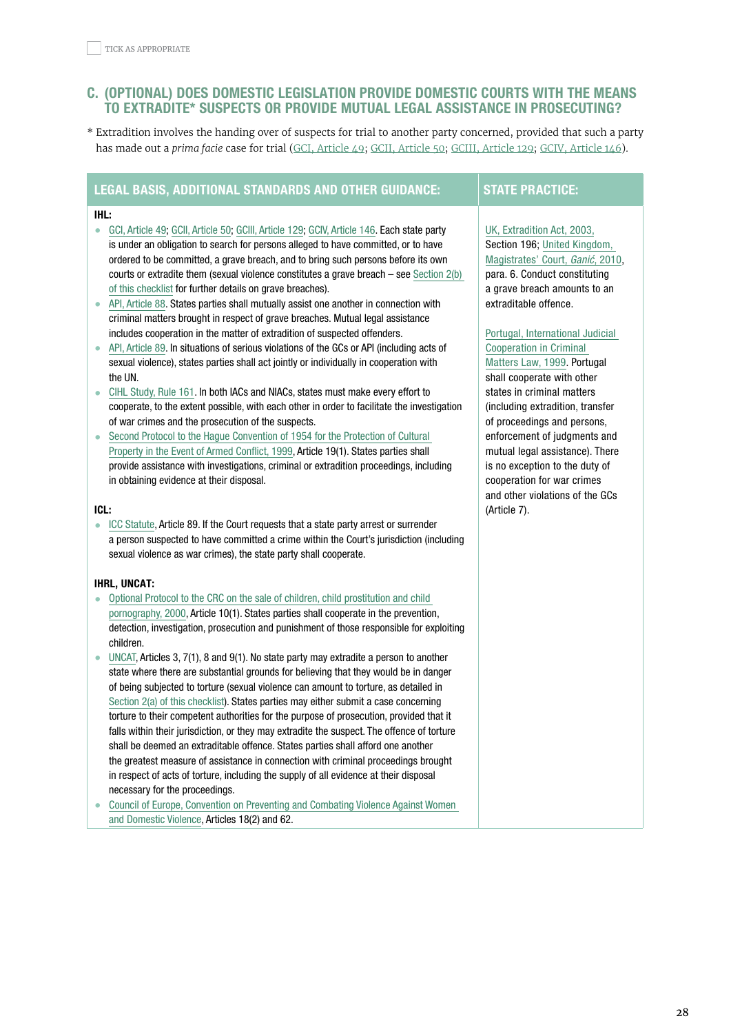TICK AS APPROPRIATE

## C. (OPTIONAL) DOES DOMESTIC LEGISLATION PROVIDE DOMESTIC COURTS WITH THE MEANS TO EXTRADITE* SUSPECTS OR PROVIDE MUTUAL LEGAL ASSISTANCE IN PROSECUTING?

* Extradition involves the handing over of suspects for trial to another party concerned, provided that such a party has made out a *prima facie* case for trial (GCI, Article 49; GCII, Article 50; GCIII, Article 129; GCIV, Article 146).

| LEGAL BASIS, ADDITIONAL STANDARDS AND OTHER GUIDANCE: | STATE PRACTICE: |
|---|---|
| **IHL:**<br>• GCI, Article 49; GCII, Article 50; GCIII, Article 129; GCIV, Article 146. Each state party is under an obligation to search for persons alleged to have committed, or to have ordered to be committed, a grave breach, and to bring such persons before its own courts or extradite them (sexual violence constitutes a grave breach – see Section 2(b) of this checklist for further details on grave breaches).<br>• API, Article 88. States parties shall mutually assist one another in connection with criminal matters brought in respect of grave breaches. Mutual legal assistance includes cooperation in the matter of extradition of suspected offenders.<br>• API, Article 89. In situations of serious violations of the GCs or API (including acts of sexual violence), states parties shall act jointly or individually in cooperation with the UN.<br>• CIHL Study, Rule 161. In both IACs and NIACs, states must make every effort to cooperate, to the extent possible, with each other in order to facilitate the investigation of war crimes and the prosecution of the suspects.<br>• Second Protocol to the Hague Convention of 1954 for the Protection of Cultural Property in the Event of Armed Conflict, 1999, Article 19(1). States parties shall provide assistance with investigations, criminal or extradition proceedings, including in obtaining evidence at their disposal.<br><br>**ICL:**<br>• ICC Statute, Article 89. If the Court requests that a state party arrest or surrender a person suspected to have committed a crime within the Court's jurisdiction (including sexual violence as war crimes), the state party shall cooperate.<br><br>**IHRL, UNCAT:**<br>• Optional Protocol to the CRC on the sale of children, child prostitution and child pornography, 2000, Article 10(1). States parties shall cooperate in the prevention, detection, investigation, prosecution and punishment of those responsible for exploiting children.<br>• UNCAT, Articles 3, 7(1), 8 and 9(1). No state party may extradite a person to another state where there are substantial grounds for believing that they would be in danger of being subjected to torture (sexual violence can amount to torture, as detailed in Section 2(a) of this checklist). States parties may either submit a case concerning torture to their competent authorities for the purpose of prosecution, provided that it falls within their jurisdiction, or they may extradite the suspect. The offence of torture shall be deemed an extraditable offence. States parties shall afford one another the greatest measure of assistance in connection with criminal proceedings brought in respect of acts of torture, including the supply of all evidence at their disposal necessary for the proceedings.<br>• Council of Europe, Convention on Preventing and Combating Violence Against Women and Domestic Violence, Articles 18(2) and 62. | UK, Extradition Act, 2003, Section 196; United Kingdom, Magistrates' Court, *Ganić*, 2010, para. 6. Conduct constituting a grave breach amounts to an extraditable offence.<br><br>Portugal, International Judicial Cooperation in Criminal Matters Law, 1999. Portugal shall cooperate with other states in criminal matters (including extradition, transfer of proceedings and persons, enforcement of judgments and mutual legal assistance). There is no exception to the duty of cooperation for war crimes and other violations of the GCs (Article 7). |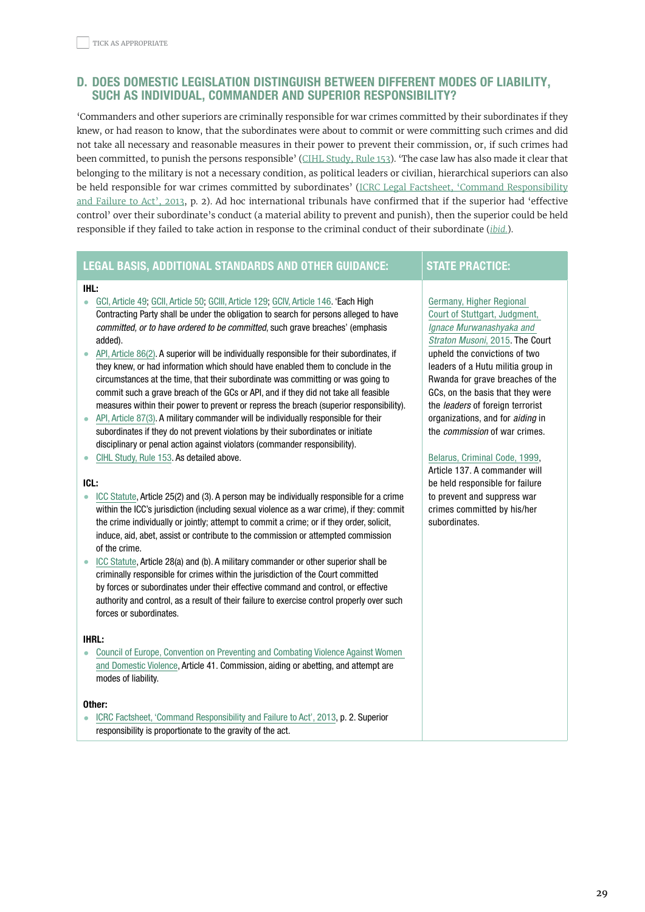TICK AS APPROPRIATE

## D. DOES DOMESTIC LEGISLATION DISTINGUISH BETWEEN DIFFERENT MODES OF LIABILITY, SUCH AS INDIVIDUAL, COMMANDER AND SUPERIOR RESPONSIBILITY?

'Commanders and other superiors are criminally responsible for war crimes committed by their subordinates if they knew, or had reason to know, that the subordinates were about to commit or were committing such crimes and did not take all necessary and reasonable measures in their power to prevent their commission, or, if such crimes had been committed, to punish the persons responsible' (CIHL Study, Rule 153). 'The case law has also made it clear that belonging to the military is not a necessary condition, as political leaders or civilian, hierarchical superiors can also be held responsible for war crimes committed by subordinates' (ICRC Legal Factsheet, 'Command Responsibility and Failure to Act', 2013, p. 2). Ad hoc international tribunals have confirmed that if the superior had 'effective control' over their subordinate's conduct (a material ability to prevent and punish), then the superior could be held responsible if they failed to take action in response to the criminal conduct of their subordinate (*ibid.*).

| LEGAL BASIS, ADDITIONAL STANDARDS AND OTHER GUIDANCE: | STATE PRACTICE: |
|---|---|
| **IHL:**<br>• GCI, Article 49; GCII, Article 50; GCIII, Article 129; GCIV, Article 146. 'Each High Contracting Party shall be under the obligation to search for persons alleged to have *committed, or to have ordered to be committed*, such grave breaches' (emphasis added).<br>• API, Article 86(2). A superior will be individually responsible for their subordinates, if they knew, or had information which should have enabled them to conclude in the circumstances at the time, that their subordinate was committing or was going to commit such a grave breach of the GCs or API, and if they did not take all feasible measures within their power to prevent or repress the breach (superior responsibility).<br>• API, Article 87(3). A military commander will be individually responsible for their subordinates if they do not prevent violations by their subordinates or initiate disciplinary or penal action against violators (commander responsibility).<br>• CIHL Study, Rule 153. As detailed above.<br><br>**ICL:**<br>• ICC Statute, Article 25(2) and (3). A person may be individually responsible for a crime within the ICC's jurisdiction (including sexual violence as a war crime), if they: commit the crime individually or jointly; attempt to commit a crime; or if they order, solicit, induce, aid, abet, assist or contribute to the commission or attempted commission of the crime.<br>• ICC Statute, Article 28(a) and (b). A military commander or other superior shall be criminally responsible for crimes within the jurisdiction of the Court committed by forces or subordinates under their effective command and control, or effective authority and control, as a result of their failure to exercise control properly over such forces or subordinates.<br><br>**IHRL:**<br>• Council of Europe, Convention on Preventing and Combating Violence Against Women and Domestic Violence, Article 41. Commission, aiding or abetting, and attempt are modes of liability.<br><br>**Other:**<br>• ICRC Factsheet, 'Command Responsibility and Failure to Act', 2013, p. 2. Superior responsibility is proportionate to the gravity of the act. | Germany, Higher Regional Court of Stuttgart, Judgment, *Ignace Murwanashyaka and Straton Musoni*, 2015. The Court upheld the convictions of two leaders of a Hutu militia group in Rwanda for grave breaches of the GCs, on the basis that they were the *leaders* of foreign terrorist organizations, and for *aiding* in the *commission* of war crimes.<br><br>Belarus, Criminal Code, 1999, Article 137. A commander will be held responsible for failure to prevent and suppress war crimes committed by his/her subordinates. |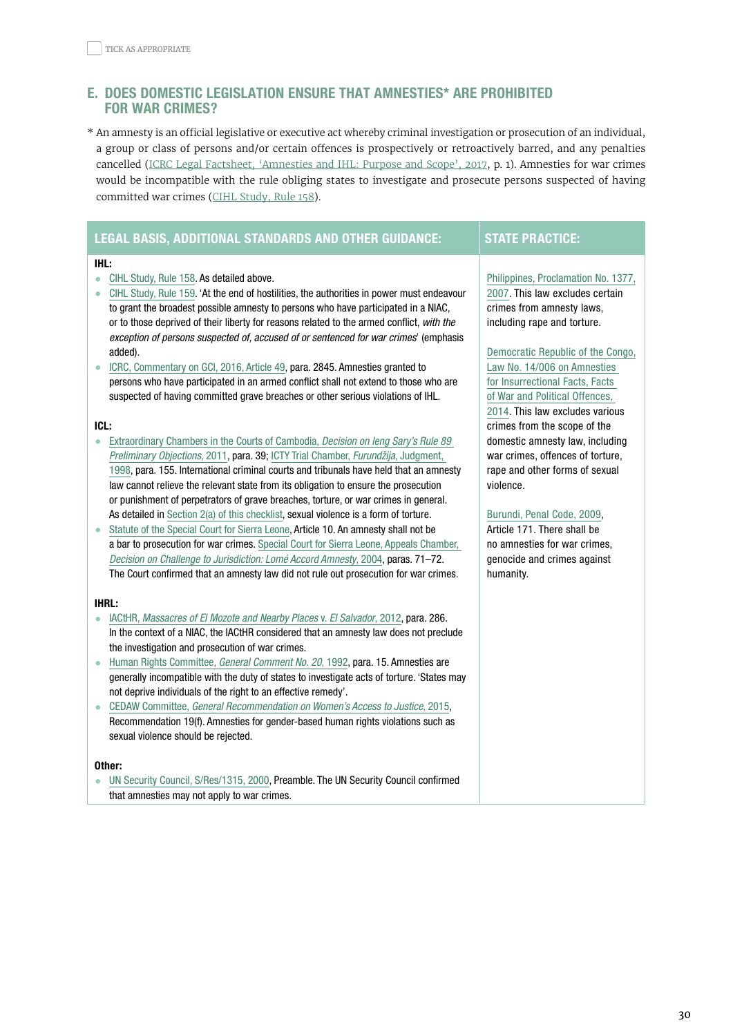☐ TICK AS APPROPRIATE

## E. DOES DOMESTIC LEGISLATION ENSURE THAT AMNESTIES* ARE PROHIBITED FOR WAR CRIMES?

* An amnesty is an official legislative or executive act whereby criminal investigation or prosecution of an individual, a group or class of persons and/or certain offences is prospectively or retroactively barred, and any penalties cancelled (ICRC Legal Factsheet, 'Amnesties and IHL: Purpose and Scope', 2017, p. 1). Amnesties for war crimes would be incompatible with the rule obliging states to investigate and prosecute persons suspected of having committed war crimes (CIHL Study, Rule 158).

| LEGAL BASIS, ADDITIONAL STANDARDS AND OTHER GUIDANCE: | STATE PRACTICE: |
|---|---|
| **IHL:**<br>• CIHL Study, Rule 158. As detailed above.<br>• CIHL Study, Rule 159. 'At the end of hostilities, the authorities in power must endeavour to grant the broadest possible amnesty to persons who have participated in a NIAC, or to those deprived of their liberty for reasons related to the armed conflict, *with the exception of persons suspected of, accused of or sentenced for war crimes*' (emphasis added).<br>• ICRC, Commentary on GCI, 2016, Article 49, para. 2845. Amnesties granted to persons who have participated in an armed conflict shall not extend to those who are suspected of having committed grave breaches or other serious violations of IHL.<br><br>**ICL:**<br>• Extraordinary Chambers in the Courts of Cambodia, *Decision on Ieng Sary's Rule 89 Preliminary Objections*, 2011, para. 39; ICTY Trial Chamber, *Furundžija*, Judgment, 1998, para. 155. International criminal courts and tribunals have held that an amnesty law cannot relieve the relevant state from its obligation to ensure the prosecution or punishment of perpetrators of grave breaches, torture, or war crimes in general. As detailed in Section 2(a) of this checklist, sexual violence is a form of torture.<br>• Statute of the Special Court for Sierra Leone, Article 10. An amnesty shall not be a bar to prosecution for war crimes. Special Court for Sierra Leone, Appeals Chamber, *Decision on Challenge to Jurisdiction: Lomé Accord Amnesty*, 2004, paras. 71–72. The Court confirmed that an amnesty law did not rule out prosecution for war crimes.<br><br>**IHRL:**<br>• IACtHR, *Massacres of El Mozote and Nearby Places* v. *El Salvador*, 2012, para. 286. In the context of a NIAC, the IACtHR considered that an amnesty law does not preclude the investigation and prosecution of war crimes.<br>• Human Rights Committee, *General Comment No. 20*, 1992, para. 15. Amnesties are generally incompatible with the duty of states to investigate acts of torture. 'States may not deprive individuals of the right to an effective remedy'.<br>• CEDAW Committee, *General Recommendation on Women's Access to Justice*, 2015, Recommendation 19(f). Amnesties for gender-based human rights violations such as sexual violence should be rejected.<br><br>**Other:**<br>• UN Security Council, S/Res/1315, 2000, Preamble. The UN Security Council confirmed that amnesties may not apply to war crimes. | Philippines, Proclamation No. 1377, 2007. This law excludes certain crimes from amnesty laws, including rape and torture.<br><br>Democratic Republic of the Congo, Law No. 14/006 on Amnesties for Insurrectional Facts, Facts of War and Political Offences, 2014. This law excludes various crimes from the scope of the domestic amnesty law, including war crimes, offences of torture, rape and other forms of sexual violence.<br><br>Burundi, Penal Code, 2009, Article 171. There shall be no amnesties for war crimes, genocide and crimes against humanity. |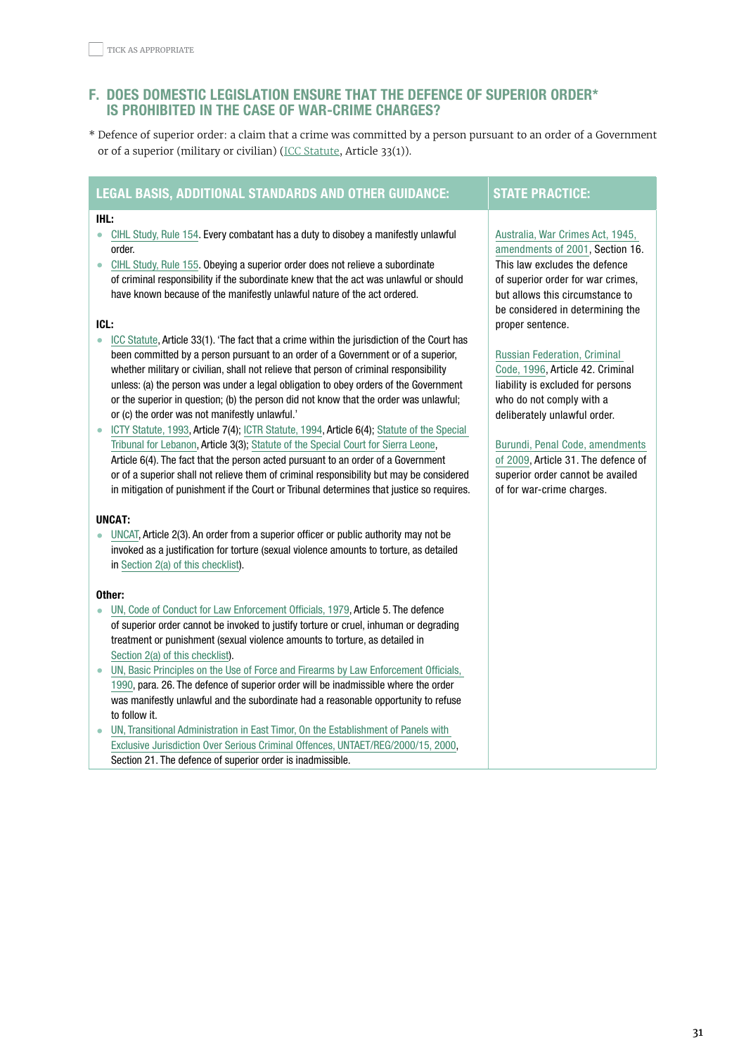TICK AS APPROPRIATE

## F. DOES DOMESTIC LEGISLATION ENSURE THAT THE DEFENCE OF SUPERIOR ORDER* IS PROHIBITED IN THE CASE OF WAR-CRIME CHARGES?

* Defence of superior order: a claim that a crime was committed by a person pursuant to an order of a Government or of a superior (military or civilian) (ICC Statute, Article 33(1)).

| LEGAL BASIS, ADDITIONAL STANDARDS AND OTHER GUIDANCE: | STATE PRACTICE: |
|---|---|
| **IHL:**<br>• CIHL Study, Rule 154. Every combatant has a duty to disobey a manifestly unlawful order.<br>• CIHL Study, Rule 155. Obeying a superior order does not relieve a subordinate of criminal responsibility if the subordinate knew that the act was unlawful or should have known because of the manifestly unlawful nature of the act ordered.<br><br>**ICL:**<br>• ICC Statute, Article 33(1). 'The fact that a crime within the jurisdiction of the Court has been committed by a person pursuant to an order of a Government or of a superior, whether military or civilian, shall not relieve that person of criminal responsibility unless: (a) the person was under a legal obligation to obey orders of the Government or the superior in question; (b) the person did not know that the order was unlawful; or (c) the order was not manifestly unlawful.'<br>• ICTY Statute, 1993, Article 7(4); ICTR Statute, 1994, Article 6(4); Statute of the Special Tribunal for Lebanon, Article 3(3); Statute of the Special Court for Sierra Leone, Article 6(4). The fact that the person acted pursuant to an order of a Government or of a superior shall not relieve them of criminal responsibility but may be considered in mitigation of punishment if the Court or Tribunal determines that justice so requires.<br><br>**UNCAT:**<br>• UNCAT, Article 2(3). An order from a superior officer or public authority may not be invoked as a justification for torture (sexual violence amounts to torture, as detailed in Section 2(a) of this checklist).<br><br>**Other:**<br>• UN, Code of Conduct for Law Enforcement Officials, 1979, Article 5. The defence of superior order cannot be invoked to justify torture or cruel, inhuman or degrading treatment or punishment (sexual violence amounts to torture, as detailed in Section 2(a) of this checklist).<br>• UN, Basic Principles on the Use of Force and Firearms by Law Enforcement Officials, 1990, para. 26. The defence of superior order will be inadmissible where the order was manifestly unlawful and the subordinate had a reasonable opportunity to refuse to follow it.<br>• UN, Transitional Administration in East Timor, On the Establishment of Panels with Exclusive Jurisdiction Over Serious Criminal Offences, UNTAET/REG/2000/15, 2000, Section 21. The defence of superior order is inadmissible. | Australia, War Crimes Act, 1945, amendments of 2001, Section 16. This law excludes the defence of superior order for war crimes, but allows this circumstance to be considered in determining the proper sentence.<br><br>Russian Federation, Criminal Code, 1996, Article 42. Criminal liability is excluded for persons who do not comply with a deliberately unlawful order.<br><br>Burundi, Penal Code, amendments of 2009, Article 31. The defence of superior order cannot be availed of for war-crime charges. |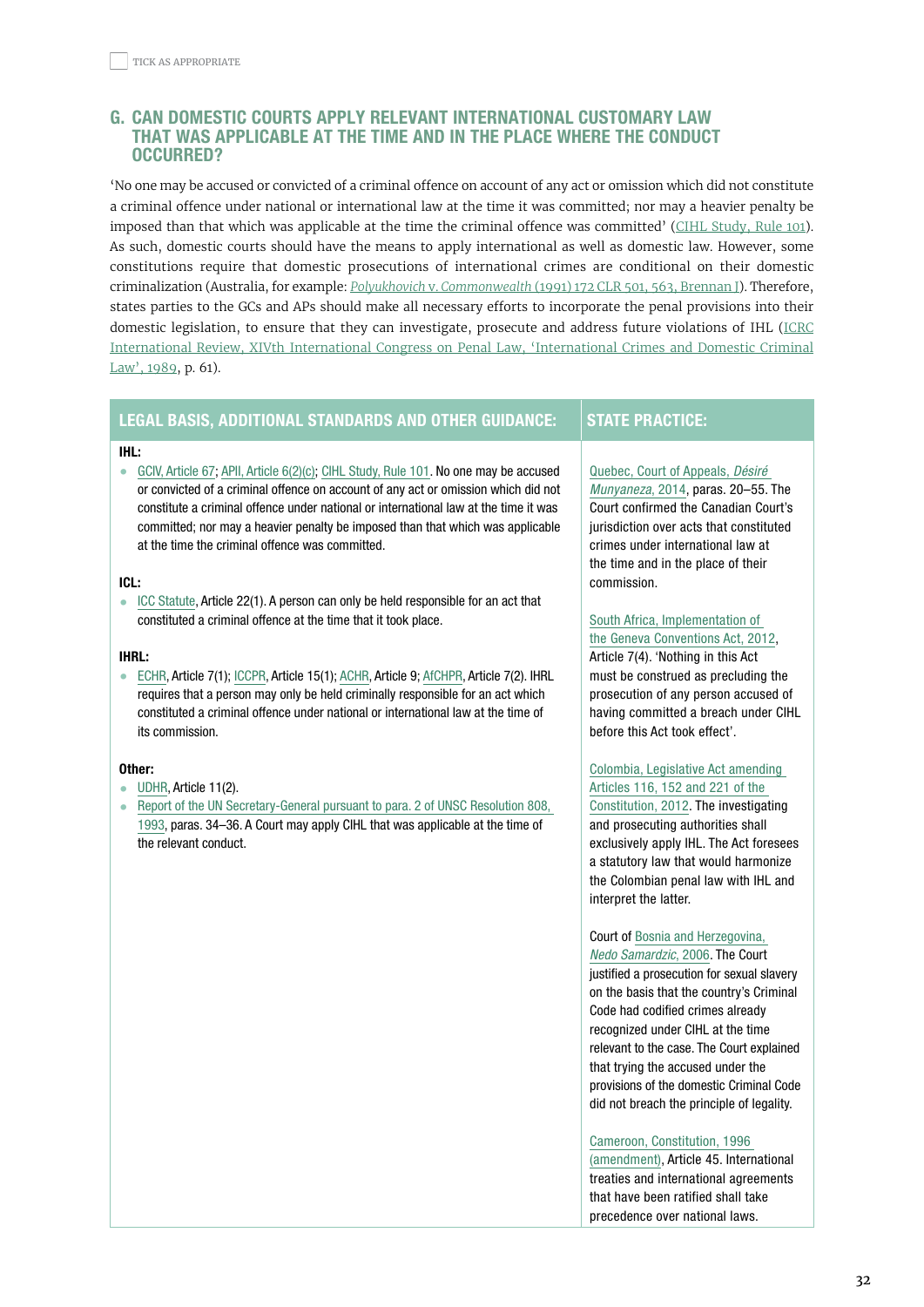TICK AS APPROPRIATE

## G. CAN DOMESTIC COURTS APPLY RELEVANT INTERNATIONAL CUSTOMARY LAW THAT WAS APPLICABLE AT THE TIME AND IN THE PLACE WHERE THE CONDUCT OCCURRED?

'No one may be accused or convicted of a criminal offence on account of any act or omission which did not constitute a criminal offence under national or international law at the time it was committed; nor may a heavier penalty be imposed than that which was applicable at the time the criminal offence was committed' (CIHL Study, Rule 101). As such, domestic courts should have the means to apply international as well as domestic law. However, some constitutions require that domestic prosecutions of international crimes are conditional on their domestic criminalization (Australia, for example: *Polyukhovich* v. *Commonwealth* (1991) 172 CLR 501, 563, Brennan J). Therefore, states parties to the GCs and APs should make all necessary efforts to incorporate the penal provisions into their domestic legislation, to ensure that they can investigate, prosecute and address future violations of IHL (ICRC International Review, XIVth International Congress on Penal Law, 'International Crimes and Domestic Criminal Law', 1989, p. 61).

| LEGAL BASIS, ADDITIONAL STANDARDS AND OTHER GUIDANCE: | STATE PRACTICE: |
|---|---|
| **IHL:**<br>• GCIV, Article 67; APII, Article 6(2)(c); CIHL Study, Rule 101. No one may be accused or convicted of a criminal offence on account of any act or omission which did not constitute a criminal offence under national or international law at the time it was committed; nor may a heavier penalty be imposed than that which was applicable at the time the criminal offence was committed.<br><br>**ICL:**<br>• ICC Statute, Article 22(1). A person can only be held responsible for an act that constituted a criminal offence at the time that it took place.<br><br>**IHRL:**<br>• ECHR, Article 7(1); ICCPR, Article 15(1); ACHR, Article 9; AfCHPR, Article 7(2). IHRL requires that a person may only be held criminally responsible for an act which constituted a criminal offence under national or international law at the time of its commission.<br><br>**Other:**<br>• UDHR, Article 11(2).<br>• Report of the UN Secretary-General pursuant to para. 2 of UNSC Resolution 808, 1993, paras. 34–36. A Court may apply CIHL that was applicable at the time of the relevant conduct. | Quebec, Court of Appeals, *Désiré Munyaneza*, 2014, paras. 20–55. The Court confirmed the Canadian Court's jurisdiction over acts that constituted crimes under international law at the time and in the place of their commission.<br><br>South Africa, Implementation of the Geneva Conventions Act, 2012, Article 7(4). 'Nothing in this Act must be construed as precluding the prosecution of any person accused of having committed a breach under CIHL before this Act took effect'.<br><br>Colombia, Legislative Act amending Articles 116, 152 and 221 of the Constitution, 2012. The investigating and prosecuting authorities shall exclusively apply IHL. The Act foresees a statutory law that would harmonize the Colombian penal law with IHL and interpret the latter.<br><br>Court of Bosnia and Herzegovina, *Nedo Samardzic*, 2006. The Court justified a prosecution for sexual slavery on the basis that the country's Criminal Code had codified crimes already recognized under CIHL at the time relevant to the case. The Court explained that trying the accused under the provisions of the domestic Criminal Code did not breach the principle of legality.<br><br>Cameroon, Constitution, 1996 (amendment), Article 45. International treaties and international agreements that have been ratified shall take precedence over national laws. |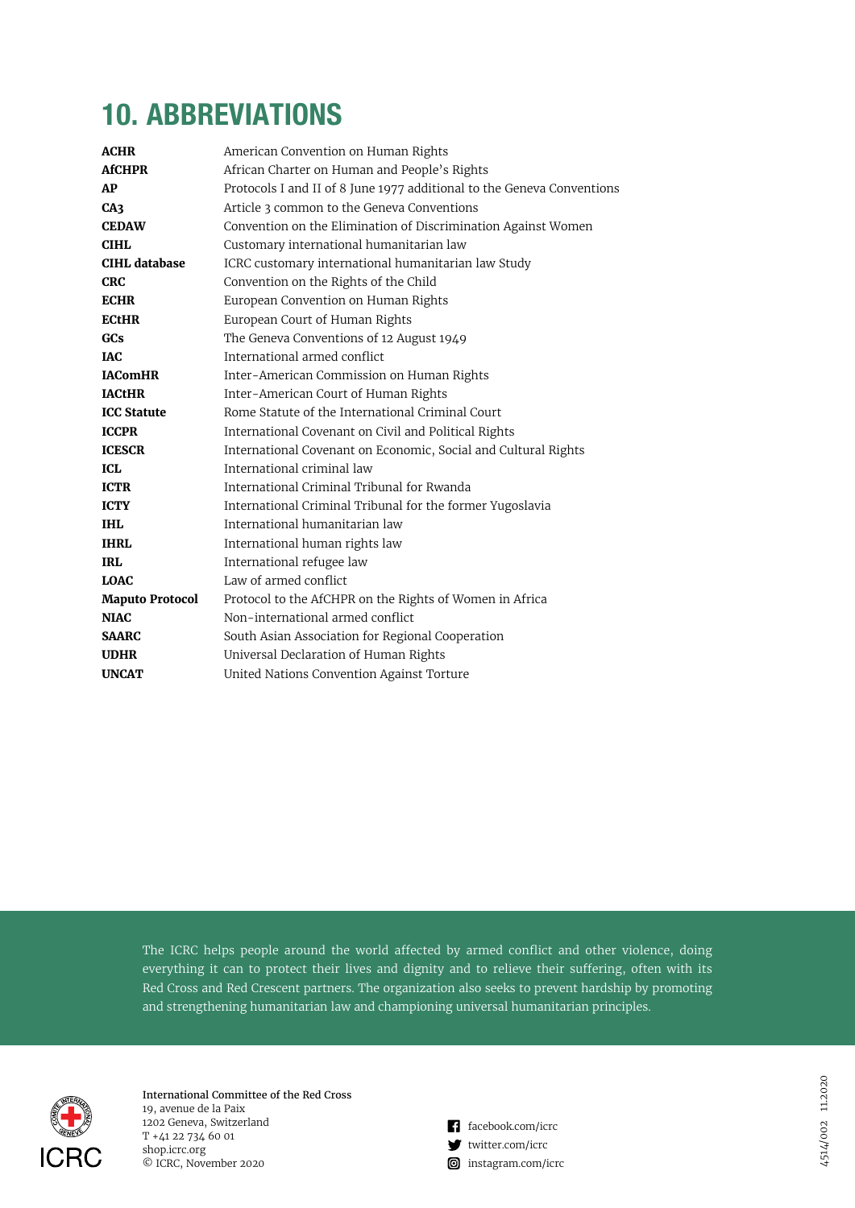# 10. ABBREVIATIONS

| | |
|---|---|
| **ACHR** | American Convention on Human Rights |
| **AfCHPR** | African Charter on Human and People's Rights |
| **AP** | Protocols I and II of 8 June 1977 additional to the Geneva Conventions |
| **CA3** | Article 3 common to the Geneva Conventions |
| **CEDAW** | Convention on the Elimination of Discrimination Against Women |
| **CIHL** | Customary international humanitarian law |
| **CIHL database** | ICRC customary international humanitarian law Study |
| **CRC** | Convention on the Rights of the Child |
| **ECHR** | European Convention on Human Rights |
| **ECtHR** | European Court of Human Rights |
| **GCs** | The Geneva Conventions of 12 August 1949 |
| **IAC** | International armed conflict |
| **IAComHR** | Inter-American Commission on Human Rights |
| **IACtHR** | Inter-American Court of Human Rights |
| **ICC Statute** | Rome Statute of the International Criminal Court |
| **ICCPR** | International Covenant on Civil and Political Rights |
| **ICESCR** | International Covenant on Economic, Social and Cultural Rights |
| **ICL** | International criminal law |
| **ICTR** | International Criminal Tribunal for Rwanda |
| **ICTY** | International Criminal Tribunal for the former Yugoslavia |
| **IHL** | International humanitarian law |
| **IHRL** | International human rights law |
| **IRL** | International refugee law |
| **LOAC** | Law of armed conflict |
| **Maputo Protocol** | Protocol to the AfCHPR on the Rights of Women in Africa |
| **NIAC** | Non-international armed conflict |
| **SAARC** | South Asian Association for Regional Cooperation |
| **UDHR** | Universal Declaration of Human Rights |
| **UNCAT** | United Nations Convention Against Torture |

The ICRC helps people around the world affected by armed conflict and other violence, doing everything it can to protect their lives and dignity and to relieve their suffering, often with its Red Cross and Red Crescent partners. The organization also seeks to prevent hardship by promoting and strengthening humanitarian law and championing universal humanitarian principles.

International Committee of the Red Cross
19, avenue de la Paix
1202 Geneva, Switzerland
T +41 22 734 60 01
shop.icrc.org
© ICRC, November 2020

facebook.com/icrc
twitter.com/icrc
instagram.com/icrc

4514/002 11.2020